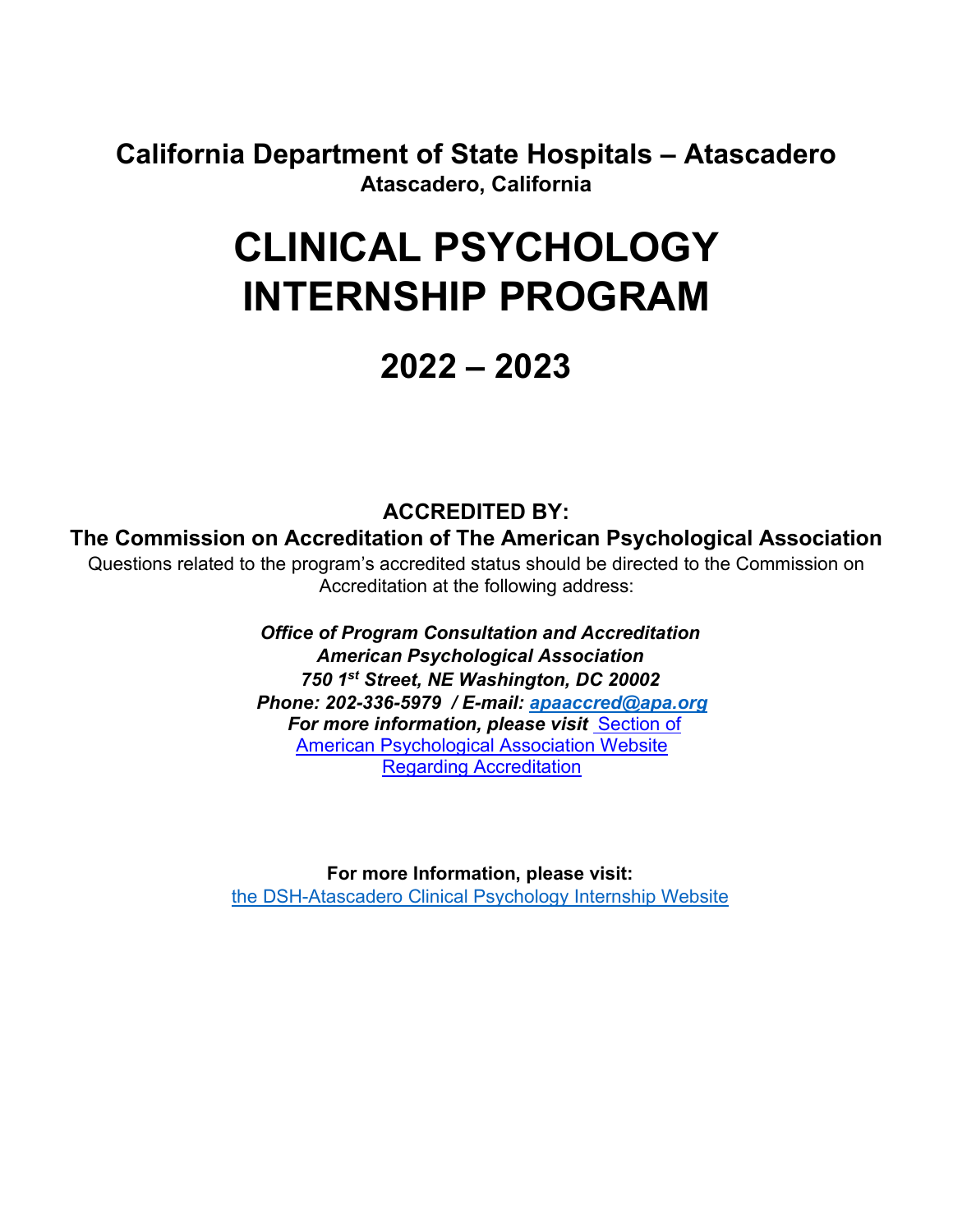**California Department of State Hospitals – Atascadero**
**Atascadero, California**

# CLINICAL PSYCHOLOGY INTERNSHIP PROGRAM

# 2022 – 2023

**ACCREDITED BY:**

**The Commission on Accreditation of The American Psychological Association**

Questions related to the program's accredited status should be directed to the Commission on Accreditation at the following address:

***Office of Program Consultation and Accreditation***
***American Psychological Association***
***750 1st Street, NE Washington, DC 20002***
***Phone: 202-336-5979 / E-mail: apaaccred@apa.org***
***For more information, please visit*** Section of American Psychological Association Website Regarding Accreditation

**For more Information, please visit:**
the DSH-Atascadero Clinical Psychology Internship Website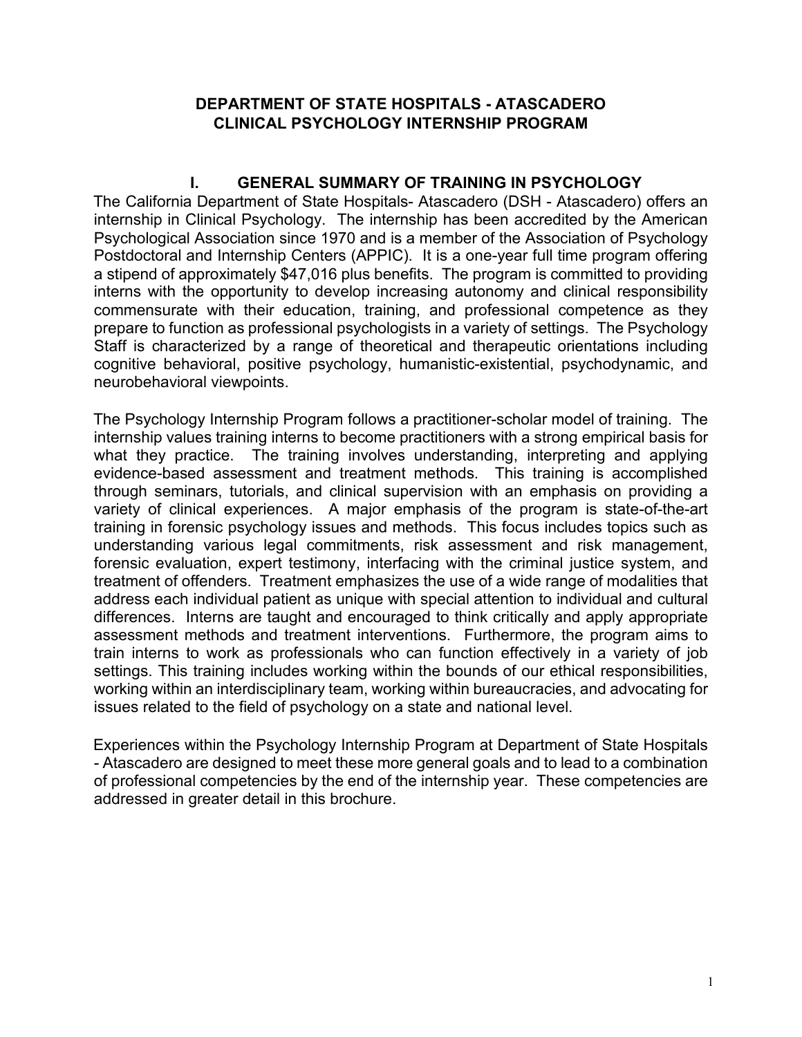# DEPARTMENT OF STATE HOSPITALS - ATASCADERO
# CLINICAL PSYCHOLOGY INTERNSHIP PROGRAM

## I. GENERAL SUMMARY OF TRAINING IN PSYCHOLOGY

The California Department of State Hospitals- Atascadero (DSH - Atascadero) offers an internship in Clinical Psychology. The internship has been accredited by the American Psychological Association since 1970 and is a member of the Association of Psychology Postdoctoral and Internship Centers (APPIC). It is a one-year full time program offering a stipend of approximately $47,016 plus benefits. The program is committed to providing interns with the opportunity to develop increasing autonomy and clinical responsibility commensurate with their education, training, and professional competence as they prepare to function as professional psychologists in a variety of settings. The Psychology Staff is characterized by a range of theoretical and therapeutic orientations including cognitive behavioral, positive psychology, humanistic-existential, psychodynamic, and neurobehavioral viewpoints.

The Psychology Internship Program follows a practitioner-scholar model of training. The internship values training interns to become practitioners with a strong empirical basis for what they practice. The training involves understanding, interpreting and applying evidence-based assessment and treatment methods. This training is accomplished through seminars, tutorials, and clinical supervision with an emphasis on providing a variety of clinical experiences. A major emphasis of the program is state-of-the-art training in forensic psychology issues and methods. This focus includes topics such as understanding various legal commitments, risk assessment and risk management, forensic evaluation, expert testimony, interfacing with the criminal justice system, and treatment of offenders. Treatment emphasizes the use of a wide range of modalities that address each individual patient as unique with special attention to individual and cultural differences. Interns are taught and encouraged to think critically and apply appropriate assessment methods and treatment interventions. Furthermore, the program aims to train interns to work as professionals who can function effectively in a variety of job settings. This training includes working within the bounds of our ethical responsibilities, working within an interdisciplinary team, working within bureaucracies, and advocating for issues related to the field of psychology on a state and national level.

Experiences within the Psychology Internship Program at Department of State Hospitals - Atascadero are designed to meet these more general goals and to lead to a combination of professional competencies by the end of the internship year. These competencies are addressed in greater detail in this brochure.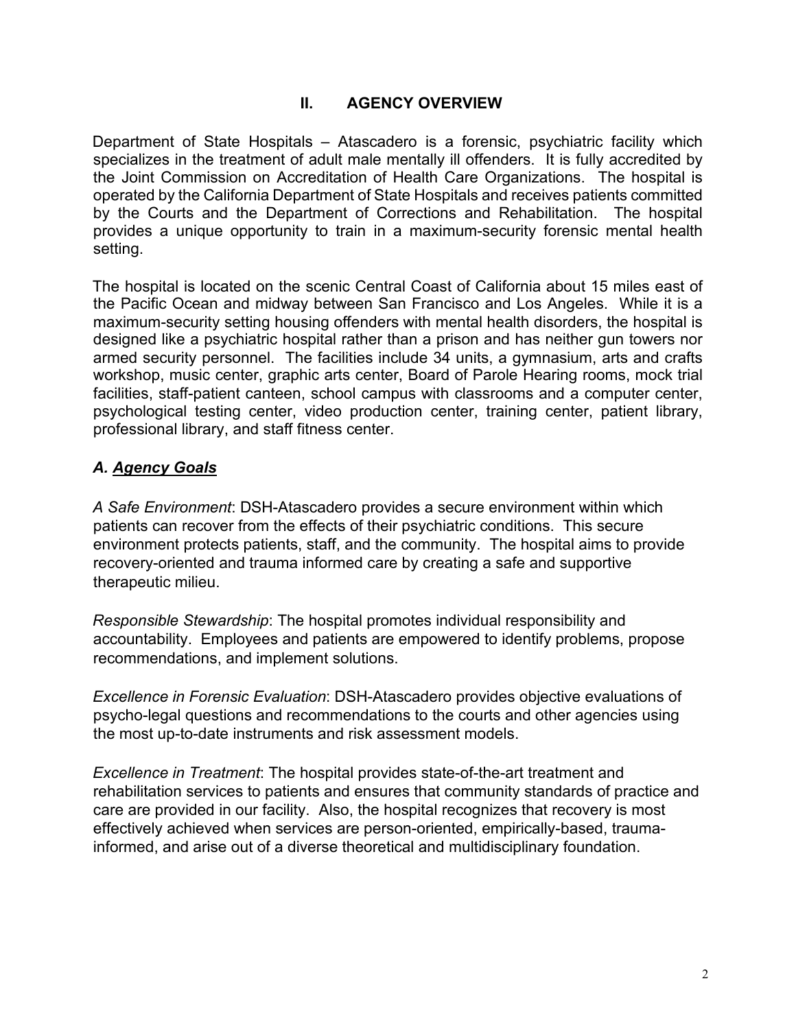## II. AGENCY OVERVIEW

Department of State Hospitals – Atascadero is a forensic, psychiatric facility which specializes in the treatment of adult male mentally ill offenders. It is fully accredited by the Joint Commission on Accreditation of Health Care Organizations. The hospital is operated by the California Department of State Hospitals and receives patients committed by the Courts and the Department of Corrections and Rehabilitation. The hospital provides a unique opportunity to train in a maximum-security forensic mental health setting.

The hospital is located on the scenic Central Coast of California about 15 miles east of the Pacific Ocean and midway between San Francisco and Los Angeles. While it is a maximum-security setting housing offenders with mental health disorders, the hospital is designed like a psychiatric hospital rather than a prison and has neither gun towers nor armed security personnel. The facilities include 34 units, a gymnasium, arts and crafts workshop, music center, graphic arts center, Board of Parole Hearing rooms, mock trial facilities, staff-patient canteen, school campus with classrooms and a computer center, psychological testing center, video production center, training center, patient library, professional library, and staff fitness center.

### *A. Agency Goals*

*A Safe Environment*: DSH-Atascadero provides a secure environment within which patients can recover from the effects of their psychiatric conditions. This secure environment protects patients, staff, and the community. The hospital aims to provide recovery-oriented and trauma informed care by creating a safe and supportive therapeutic milieu.

*Responsible Stewardship*: The hospital promotes individual responsibility and accountability. Employees and patients are empowered to identify problems, propose recommendations, and implement solutions.

*Excellence in Forensic Evaluation*: DSH-Atascadero provides objective evaluations of psycho-legal questions and recommendations to the courts and other agencies using the most up-to-date instruments and risk assessment models.

*Excellence in Treatment*: The hospital provides state-of-the-art treatment and rehabilitation services to patients and ensures that community standards of practice and care are provided in our facility. Also, the hospital recognizes that recovery is most effectively achieved when services are person-oriented, empirically-based, trauma-informed, and arise out of a diverse theoretical and multidisciplinary foundation.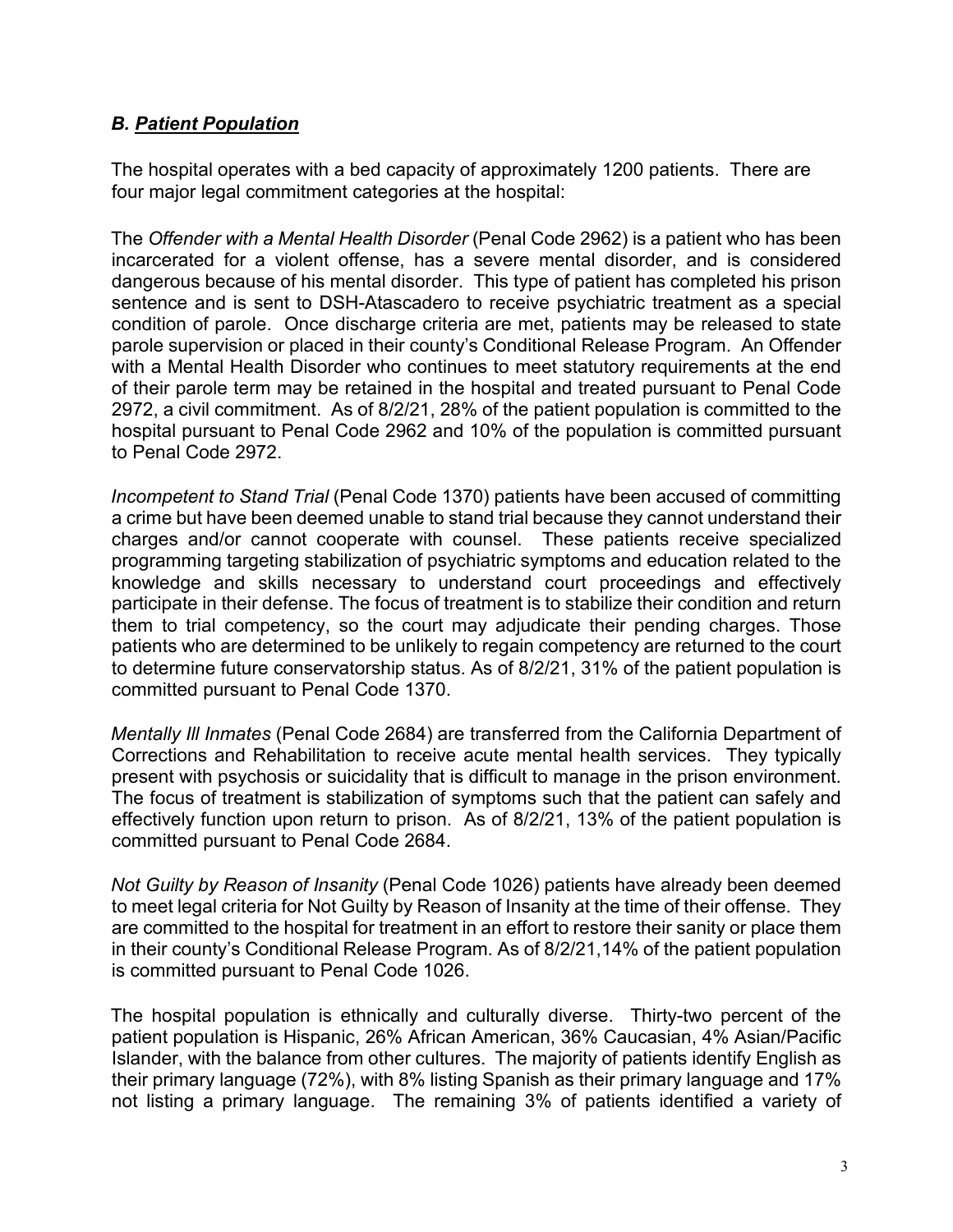### *B. Patient Population*

The hospital operates with a bed capacity of approximately 1200 patients. There are four major legal commitment categories at the hospital:

The *Offender with a Mental Health Disorder* (Penal Code 2962) is a patient who has been incarcerated for a violent offense, has a severe mental disorder, and is considered dangerous because of his mental disorder. This type of patient has completed his prison sentence and is sent to DSH-Atascadero to receive psychiatric treatment as a special condition of parole. Once discharge criteria are met, patients may be released to state parole supervision or placed in their county's Conditional Release Program. An Offender with a Mental Health Disorder who continues to meet statutory requirements at the end of their parole term may be retained in the hospital and treated pursuant to Penal Code 2972, a civil commitment. As of 8/2/21, 28% of the patient population is committed to the hospital pursuant to Penal Code 2962 and 10% of the population is committed pursuant to Penal Code 2972.

*Incompetent to Stand Trial* (Penal Code 1370) patients have been accused of committing a crime but have been deemed unable to stand trial because they cannot understand their charges and/or cannot cooperate with counsel. These patients receive specialized programming targeting stabilization of psychiatric symptoms and education related to the knowledge and skills necessary to understand court proceedings and effectively participate in their defense. The focus of treatment is to stabilize their condition and return them to trial competency, so the court may adjudicate their pending charges. Those patients who are determined to be unlikely to regain competency are returned to the court to determine future conservatorship status. As of 8/2/21, 31% of the patient population is committed pursuant to Penal Code 1370.

*Mentally Ill Inmates* (Penal Code 2684) are transferred from the California Department of Corrections and Rehabilitation to receive acute mental health services. They typically present with psychosis or suicidality that is difficult to manage in the prison environment. The focus of treatment is stabilization of symptoms such that the patient can safely and effectively function upon return to prison. As of 8/2/21, 13% of the patient population is committed pursuant to Penal Code 2684.

*Not Guilty by Reason of Insanity* (Penal Code 1026) patients have already been deemed to meet legal criteria for Not Guilty by Reason of Insanity at the time of their offense. They are committed to the hospital for treatment in an effort to restore their sanity or place them in their county's Conditional Release Program. As of 8/2/21,14% of the patient population is committed pursuant to Penal Code 1026.

The hospital population is ethnically and culturally diverse. Thirty-two percent of the patient population is Hispanic, 26% African American, 36% Caucasian, 4% Asian/Pacific Islander, with the balance from other cultures. The majority of patients identify English as their primary language (72%), with 8% listing Spanish as their primary language and 17% not listing a primary language. The remaining 3% of patients identified a variety of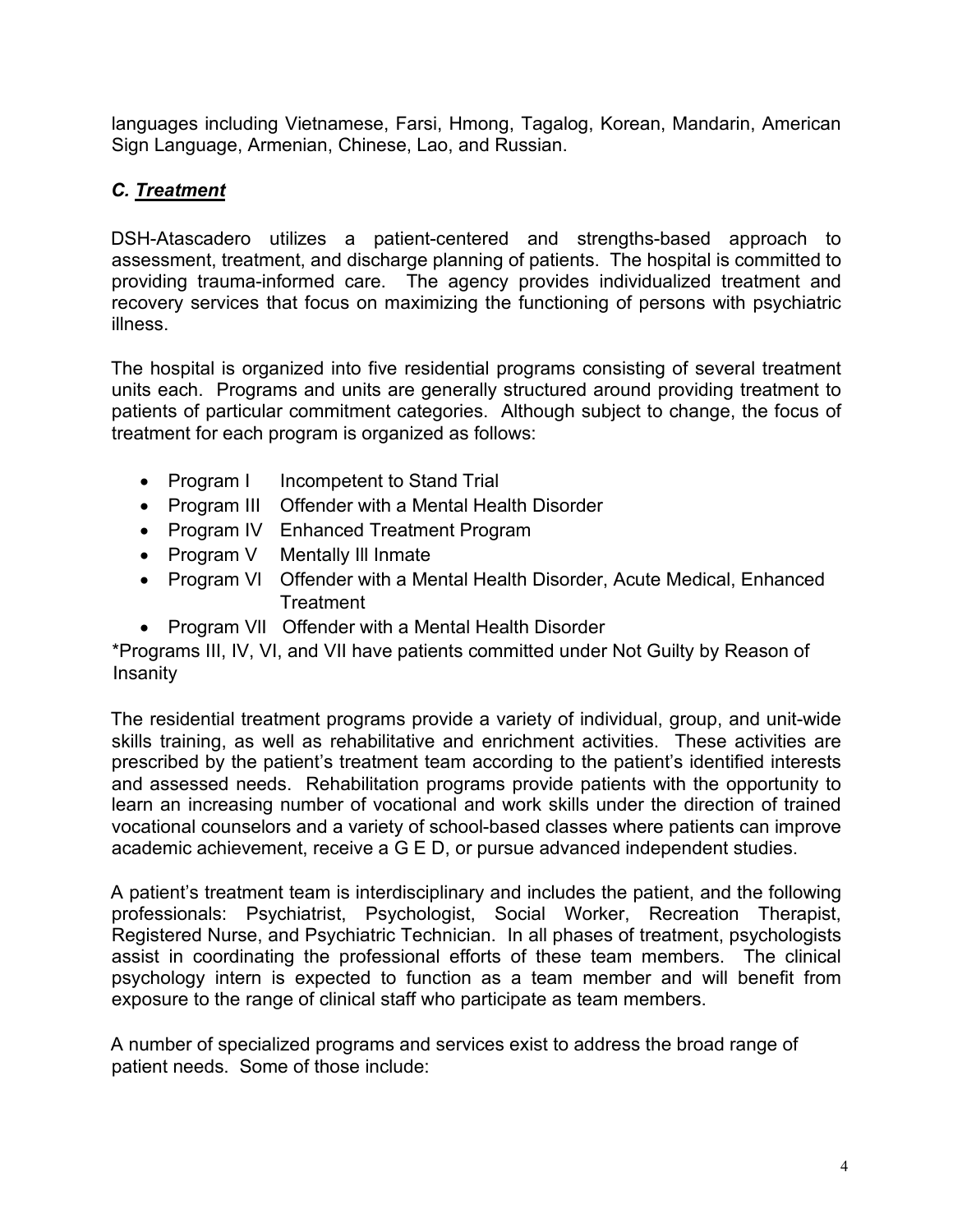languages including Vietnamese, Farsi, Hmong, Tagalog, Korean, Mandarin, American Sign Language, Armenian, Chinese, Lao, and Russian.

### *C. Treatment*

DSH-Atascadero utilizes a patient-centered and strengths-based approach to assessment, treatment, and discharge planning of patients. The hospital is committed to providing trauma-informed care. The agency provides individualized treatment and recovery services that focus on maximizing the functioning of persons with psychiatric illness.

The hospital is organized into five residential programs consisting of several treatment units each. Programs and units are generally structured around providing treatment to patients of particular commitment categories. Although subject to change, the focus of treatment for each program is organized as follows:

- Program I Incompetent to Stand Trial
- Program III Offender with a Mental Health Disorder
- Program IV Enhanced Treatment Program
- Program V Mentally Ill Inmate
- Program VI Offender with a Mental Health Disorder, Acute Medical, Enhanced Treatment
- Program VII Offender with a Mental Health Disorder

*Programs III, IV, VI, and VII have patients committed under Not Guilty by Reason of Insanity

The residential treatment programs provide a variety of individual, group, and unit-wide skills training, as well as rehabilitative and enrichment activities. These activities are prescribed by the patient's treatment team according to the patient's identified interests and assessed needs. Rehabilitation programs provide patients with the opportunity to learn an increasing number of vocational and work skills under the direction of trained vocational counselors and a variety of school-based classes where patients can improve academic achievement, receive a G E D, or pursue advanced independent studies.

A patient's treatment team is interdisciplinary and includes the patient, and the following professionals: Psychiatrist, Psychologist, Social Worker, Recreation Therapist, Registered Nurse, and Psychiatric Technician. In all phases of treatment, psychologists assist in coordinating the professional efforts of these team members. The clinical psychology intern is expected to function as a team member and will benefit from exposure to the range of clinical staff who participate as team members.

A number of specialized programs and services exist to address the broad range of patient needs. Some of those include: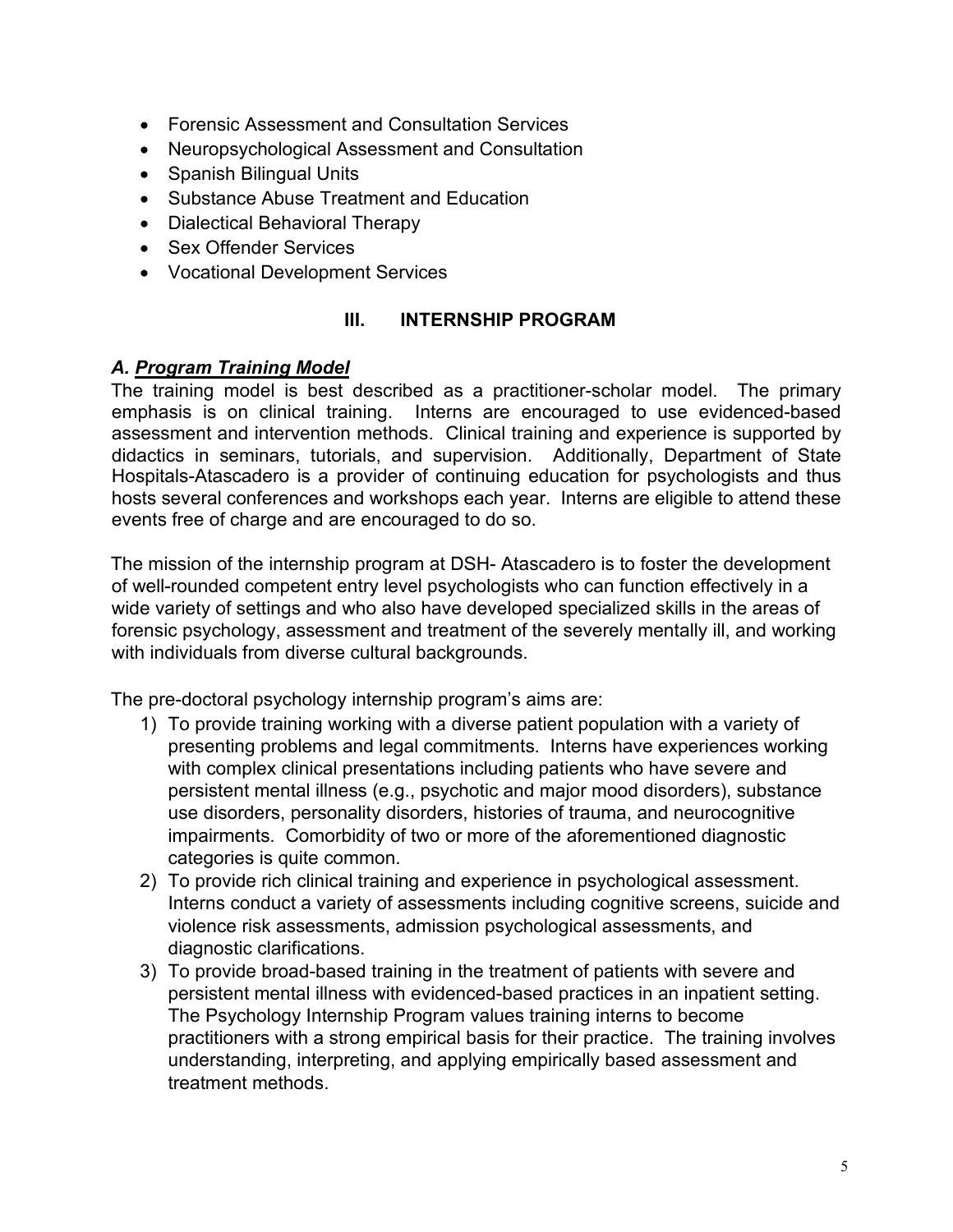- Forensic Assessment and Consultation Services
- Neuropsychological Assessment and Consultation
- Spanish Bilingual Units
- Substance Abuse Treatment and Education
- Dialectical Behavioral Therapy
- Sex Offender Services
- Vocational Development Services

## III. INTERNSHIP PROGRAM

### *A. Program Training Model*

The training model is best described as a practitioner-scholar model. The primary emphasis is on clinical training. Interns are encouraged to use evidenced-based assessment and intervention methods. Clinical training and experience is supported by didactics in seminars, tutorials, and supervision. Additionally, Department of State Hospitals-Atascadero is a provider of continuing education for psychologists and thus hosts several conferences and workshops each year. Interns are eligible to attend these events free of charge and are encouraged to do so.

The mission of the internship program at DSH- Atascadero is to foster the development of well-rounded competent entry level psychologists who can function effectively in a wide variety of settings and who also have developed specialized skills in the areas of forensic psychology, assessment and treatment of the severely mentally ill, and working with individuals from diverse cultural backgrounds.

The pre-doctoral psychology internship program's aims are:

1) To provide training working with a diverse patient population with a variety of presenting problems and legal commitments. Interns have experiences working with complex clinical presentations including patients who have severe and persistent mental illness (e.g., psychotic and major mood disorders), substance use disorders, personality disorders, histories of trauma, and neurocognitive impairments. Comorbidity of two or more of the aforementioned diagnostic categories is quite common.
2) To provide rich clinical training and experience in psychological assessment. Interns conduct a variety of assessments including cognitive screens, suicide and violence risk assessments, admission psychological assessments, and diagnostic clarifications.
3) To provide broad-based training in the treatment of patients with severe and persistent mental illness with evidenced-based practices in an inpatient setting. The Psychology Internship Program values training interns to become practitioners with a strong empirical basis for their practice. The training involves understanding, interpreting, and applying empirically based assessment and treatment methods.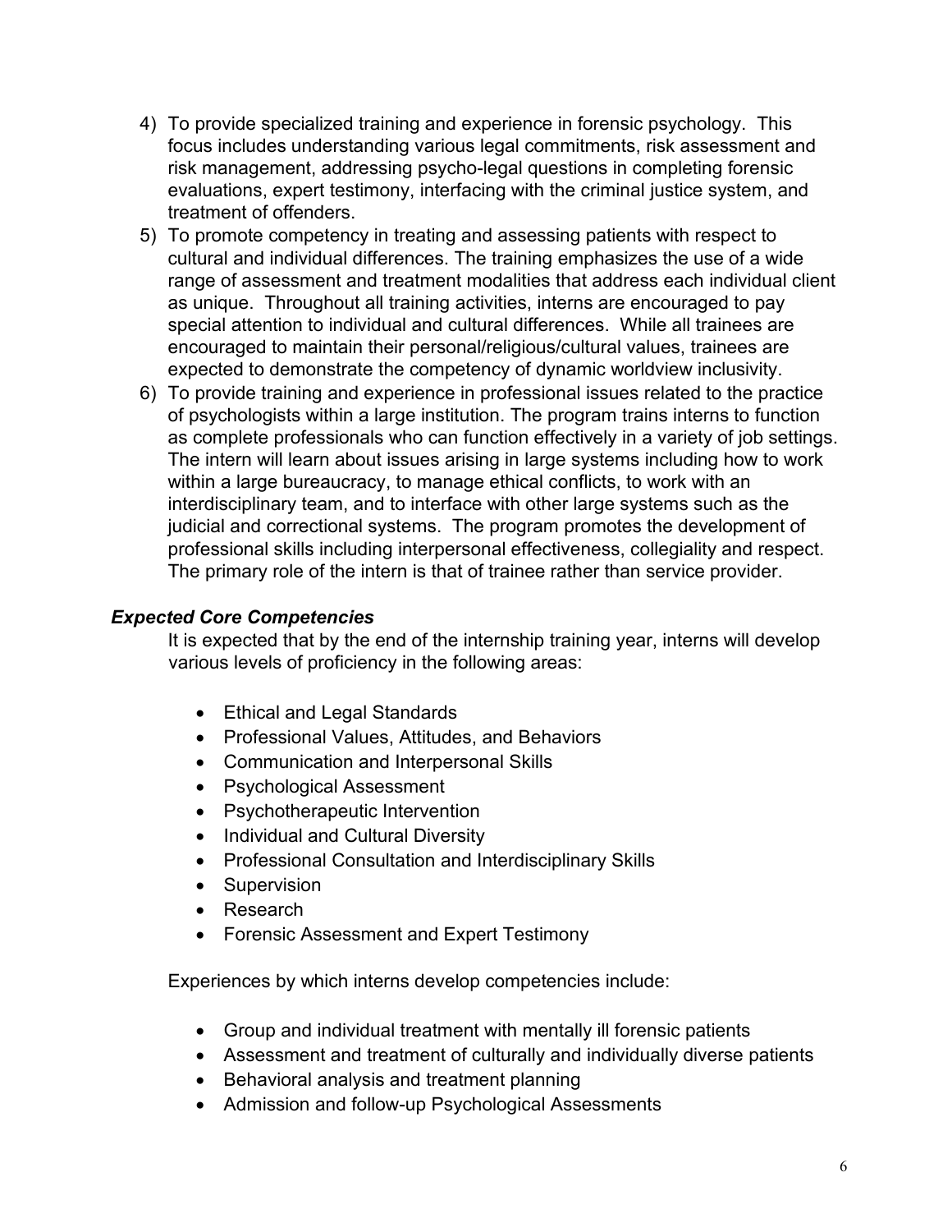4) To provide specialized training and experience in forensic psychology. This focus includes understanding various legal commitments, risk assessment and risk management, addressing psycho-legal questions in completing forensic evaluations, expert testimony, interfacing with the criminal justice system, and treatment of offenders.
5) To promote competency in treating and assessing patients with respect to cultural and individual differences. The training emphasizes the use of a wide range of assessment and treatment modalities that address each individual client as unique. Throughout all training activities, interns are encouraged to pay special attention to individual and cultural differences. While all trainees are encouraged to maintain their personal/religious/cultural values, trainees are expected to demonstrate the competency of dynamic worldview inclusivity.
6) To provide training and experience in professional issues related to the practice of psychologists within a large institution. The program trains interns to function as complete professionals who can function effectively in a variety of job settings. The intern will learn about issues arising in large systems including how to work within a large bureaucracy, to manage ethical conflicts, to work with an interdisciplinary team, and to interface with other large systems such as the judicial and correctional systems. The program promotes the development of professional skills including interpersonal effectiveness, collegiality and respect. The primary role of the intern is that of trainee rather than service provider.

### ***Expected Core Competencies***

It is expected that by the end of the internship training year, interns will develop various levels of proficiency in the following areas:

- Ethical and Legal Standards
- Professional Values, Attitudes, and Behaviors
- Communication and Interpersonal Skills
- Psychological Assessment
- Psychotherapeutic Intervention
- Individual and Cultural Diversity
- Professional Consultation and Interdisciplinary Skills
- Supervision
- Research
- Forensic Assessment and Expert Testimony

Experiences by which interns develop competencies include:

- Group and individual treatment with mentally ill forensic patients
- Assessment and treatment of culturally and individually diverse patients
- Behavioral analysis and treatment planning
- Admission and follow-up Psychological Assessments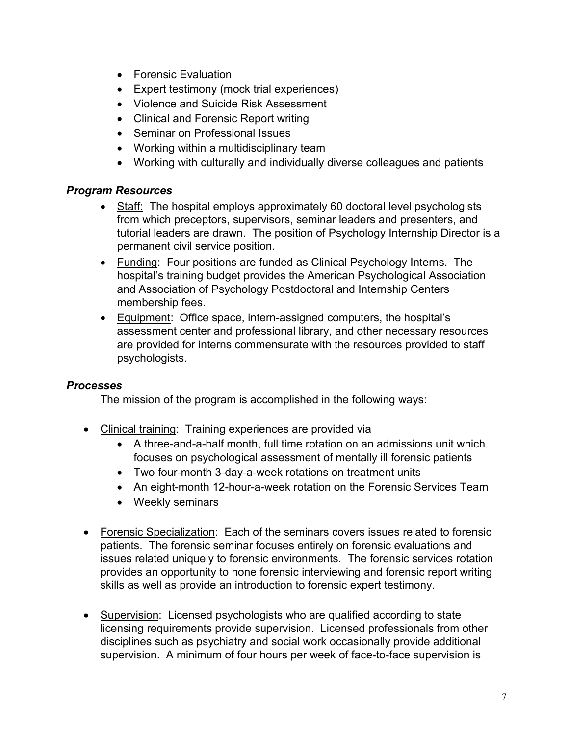- Forensic Evaluation
- Expert testimony (mock trial experiences)
- Violence and Suicide Risk Assessment
- Clinical and Forensic Report writing
- Seminar on Professional Issues
- Working within a multidisciplinary team
- Working with culturally and individually diverse colleagues and patients

### *Program Resources*

- Staff: The hospital employs approximately 60 doctoral level psychologists from which preceptors, supervisors, seminar leaders and presenters, and tutorial leaders are drawn. The position of Psychology Internship Director is a permanent civil service position.
- Funding: Four positions are funded as Clinical Psychology Interns. The hospital's training budget provides the American Psychological Association and Association of Psychology Postdoctoral and Internship Centers membership fees.
- Equipment: Office space, intern-assigned computers, the hospital's assessment center and professional library, and other necessary resources are provided for interns commensurate with the resources provided to staff psychologists.

### *Processes*

The mission of the program is accomplished in the following ways:

- Clinical training: Training experiences are provided via
  - A three-and-a-half month, full time rotation on an admissions unit which focuses on psychological assessment of mentally ill forensic patients
  - Two four-month 3-day-a-week rotations on treatment units
  - An eight-month 12-hour-a-week rotation on the Forensic Services Team
  - Weekly seminars

- Forensic Specialization: Each of the seminars covers issues related to forensic patients. The forensic seminar focuses entirely on forensic evaluations and issues related uniquely to forensic environments. The forensic services rotation provides an opportunity to hone forensic interviewing and forensic report writing skills as well as provide an introduction to forensic expert testimony.

- Supervision: Licensed psychologists who are qualified according to state licensing requirements provide supervision. Licensed professionals from other disciplines such as psychiatry and social work occasionally provide additional supervision. A minimum of four hours per week of face-to-face supervision is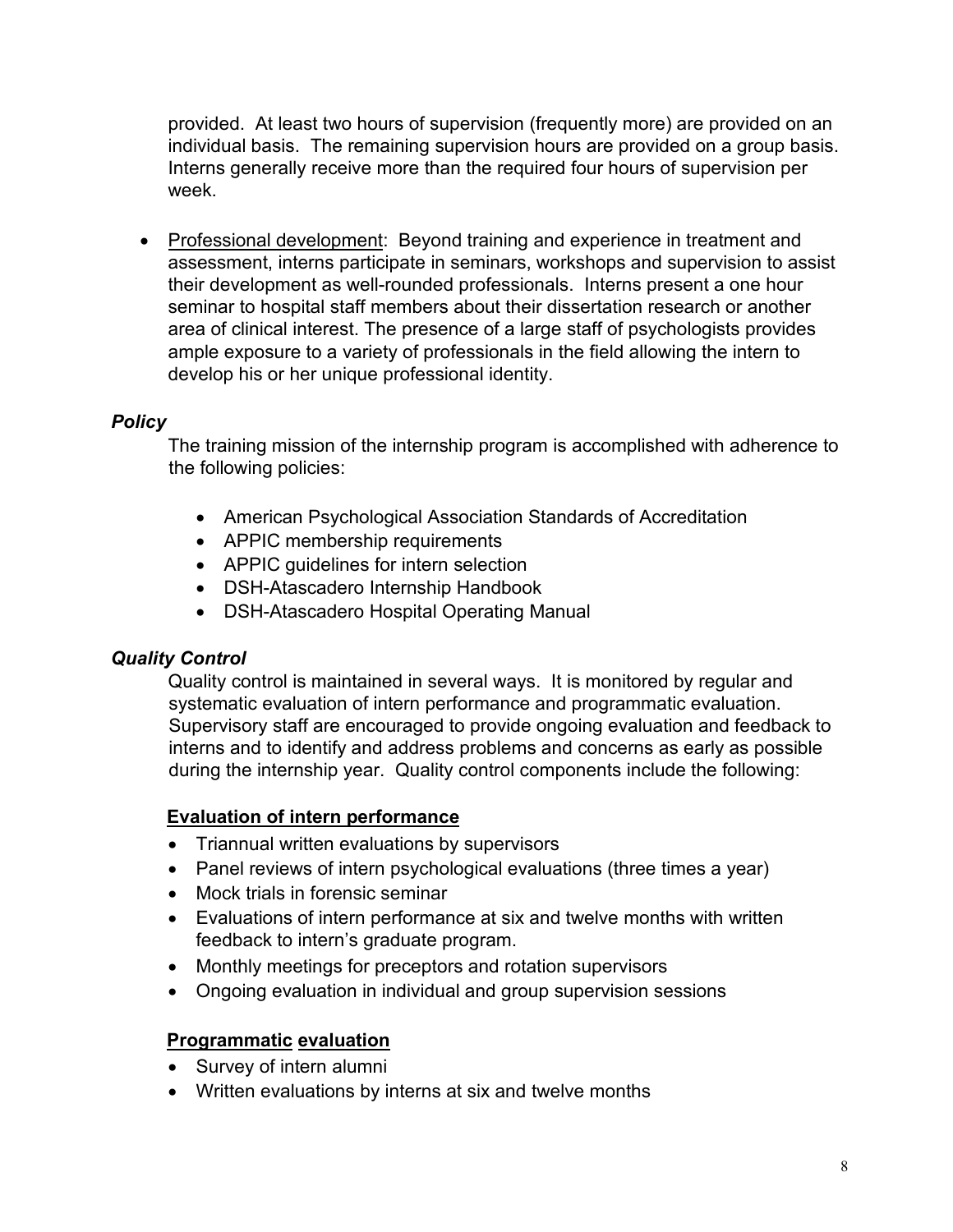provided. At least two hours of supervision (frequently more) are provided on an individual basis. The remaining supervision hours are provided on a group basis. Interns generally receive more than the required four hours of supervision per week.

- Professional development: Beyond training and experience in treatment and assessment, interns participate in seminars, workshops and supervision to assist their development as well-rounded professionals. Interns present a one hour seminar to hospital staff members about their dissertation research or another area of clinical interest. The presence of a large staff of psychologists provides ample exposure to a variety of professionals in the field allowing the intern to develop his or her unique professional identity.

### *Policy*

The training mission of the internship program is accomplished with adherence to the following policies:

- American Psychological Association Standards of Accreditation
- APPIC membership requirements
- APPIC guidelines for intern selection
- DSH-Atascadero Internship Handbook
- DSH-Atascadero Hospital Operating Manual

### *Quality Control*

Quality control is maintained in several ways. It is monitored by regular and systematic evaluation of intern performance and programmatic evaluation. Supervisory staff are encouraged to provide ongoing evaluation and feedback to interns and to identify and address problems and concerns as early as possible during the internship year. Quality control components include the following:

**Evaluation of intern performance**

- Triannual written evaluations by supervisors
- Panel reviews of intern psychological evaluations (three times a year)
- Mock trials in forensic seminar
- Evaluations of intern performance at six and twelve months with written feedback to intern's graduate program.
- Monthly meetings for preceptors and rotation supervisors
- Ongoing evaluation in individual and group supervision sessions

**Programmatic evaluation**

- Survey of intern alumni
- Written evaluations by interns at six and twelve months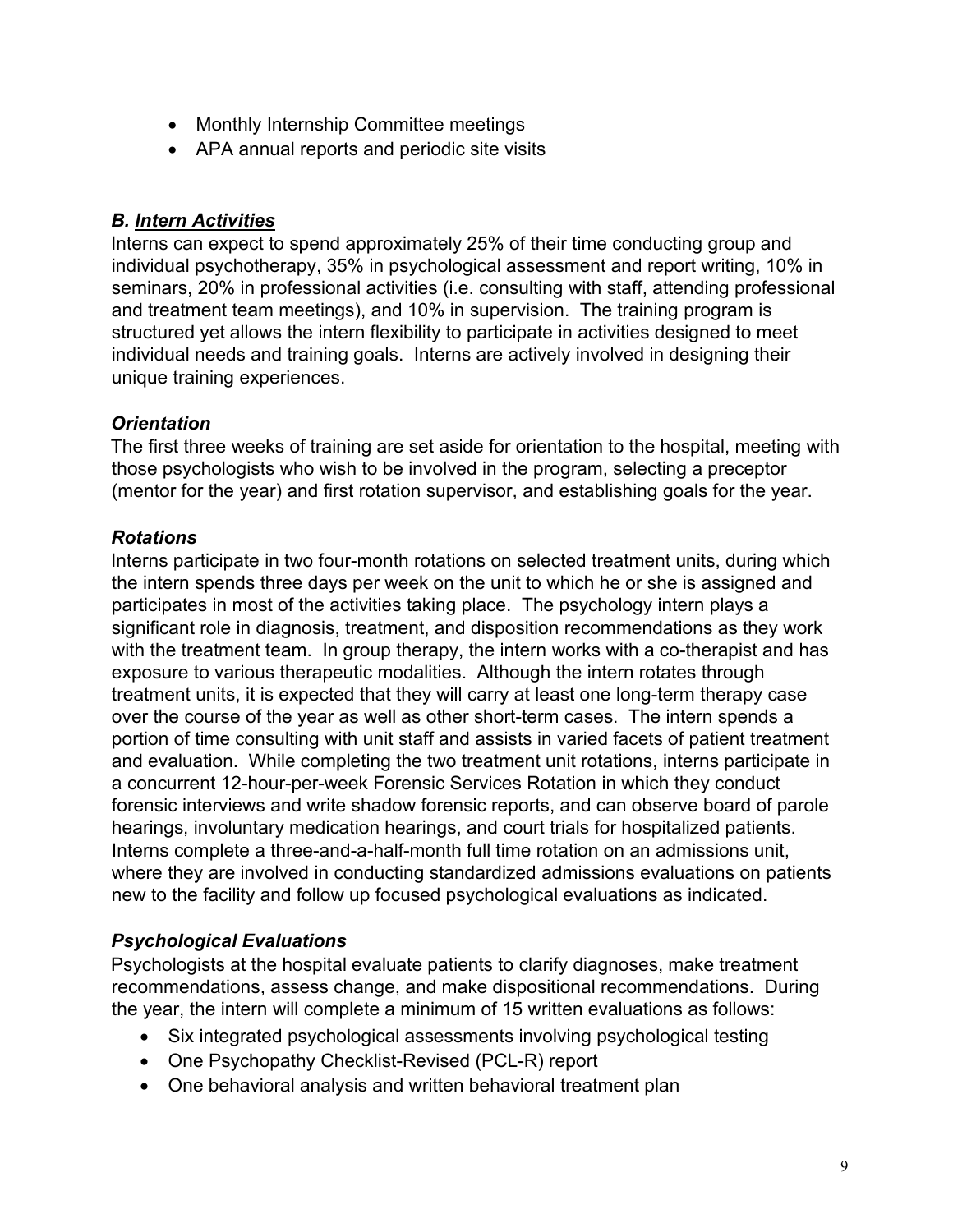- Monthly Internship Committee meetings
- APA annual reports and periodic site visits

### *B. Intern Activities*

Interns can expect to spend approximately 25% of their time conducting group and individual psychotherapy, 35% in psychological assessment and report writing, 10% in seminars, 20% in professional activities (i.e. consulting with staff, attending professional and treatment team meetings), and 10% in supervision. The training program is structured yet allows the intern flexibility to participate in activities designed to meet individual needs and training goals. Interns are actively involved in designing their unique training experiences.

#### *Orientation*

The first three weeks of training are set aside for orientation to the hospital, meeting with those psychologists who wish to be involved in the program, selecting a preceptor (mentor for the year) and first rotation supervisor, and establishing goals for the year.

#### *Rotations*

Interns participate in two four-month rotations on selected treatment units, during which the intern spends three days per week on the unit to which he or she is assigned and participates in most of the activities taking place. The psychology intern plays a significant role in diagnosis, treatment, and disposition recommendations as they work with the treatment team. In group therapy, the intern works with a co-therapist and has exposure to various therapeutic modalities. Although the intern rotates through treatment units, it is expected that they will carry at least one long-term therapy case over the course of the year as well as other short-term cases. The intern spends a portion of time consulting with unit staff and assists in varied facets of patient treatment and evaluation. While completing the two treatment unit rotations, interns participate in a concurrent 12-hour-per-week Forensic Services Rotation in which they conduct forensic interviews and write shadow forensic reports, and can observe board of parole hearings, involuntary medication hearings, and court trials for hospitalized patients. Interns complete a three-and-a-half-month full time rotation on an admissions unit, where they are involved in conducting standardized admissions evaluations on patients new to the facility and follow up focused psychological evaluations as indicated.

#### *Psychological Evaluations*

Psychologists at the hospital evaluate patients to clarify diagnoses, make treatment recommendations, assess change, and make dispositional recommendations. During the year, the intern will complete a minimum of 15 written evaluations as follows:

- Six integrated psychological assessments involving psychological testing
- One Psychopathy Checklist-Revised (PCL-R) report
- One behavioral analysis and written behavioral treatment plan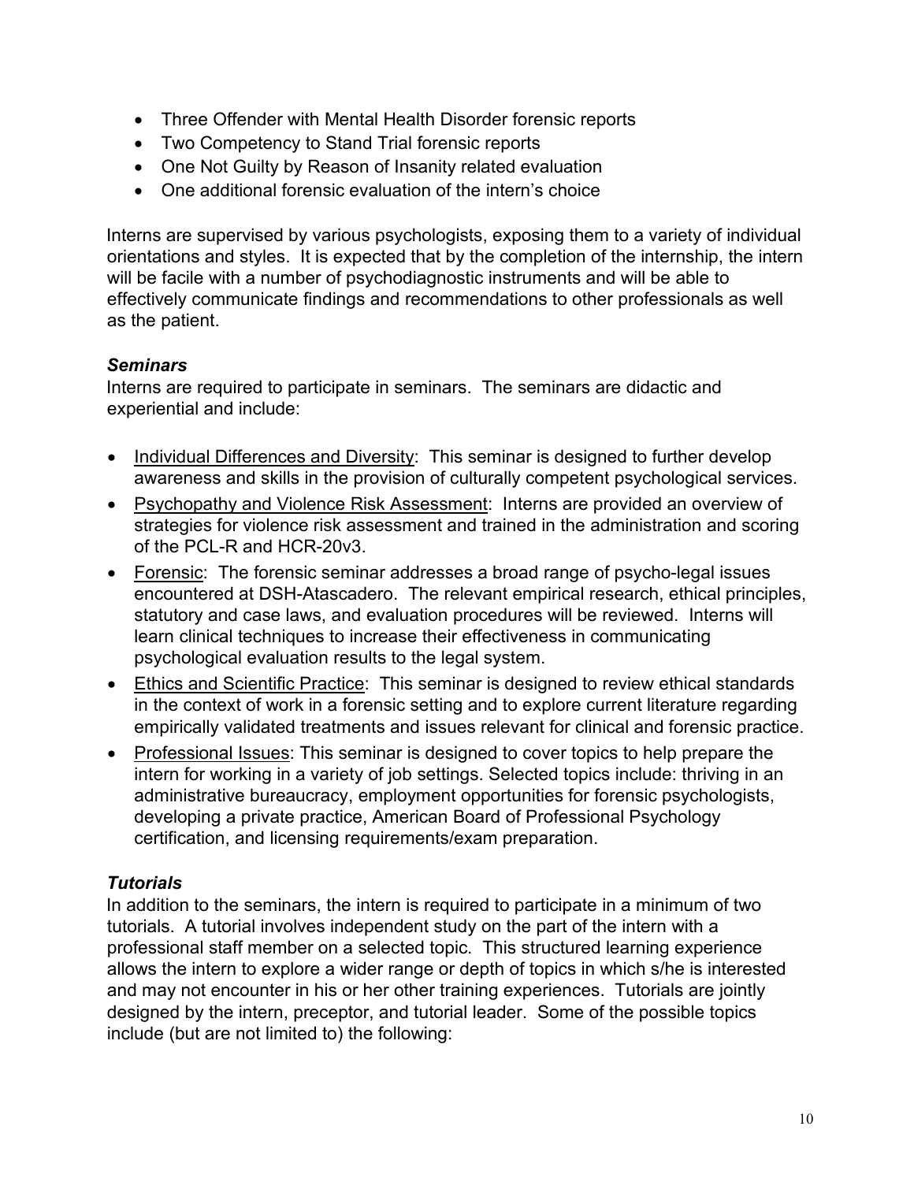- Three Offender with Mental Health Disorder forensic reports
- Two Competency to Stand Trial forensic reports
- One Not Guilty by Reason of Insanity related evaluation
- One additional forensic evaluation of the intern's choice

Interns are supervised by various psychologists, exposing them to a variety of individual orientations and styles. It is expected that by the completion of the internship, the intern will be facile with a number of psychodiagnostic instruments and will be able to effectively communicate findings and recommendations to other professionals as well as the patient.

### *Seminars*

Interns are required to participate in seminars. The seminars are didactic and experiential and include:

- Individual Differences and Diversity: This seminar is designed to further develop awareness and skills in the provision of culturally competent psychological services.
- Psychopathy and Violence Risk Assessment: Interns are provided an overview of strategies for violence risk assessment and trained in the administration and scoring of the PCL-R and HCR-20v3.
- Forensic: The forensic seminar addresses a broad range of psycho-legal issues encountered at DSH-Atascadero. The relevant empirical research, ethical principles, statutory and case laws, and evaluation procedures will be reviewed. Interns will learn clinical techniques to increase their effectiveness in communicating psychological evaluation results to the legal system.
- Ethics and Scientific Practice: This seminar is designed to review ethical standards in the context of work in a forensic setting and to explore current literature regarding empirically validated treatments and issues relevant for clinical and forensic practice.
- Professional Issues: This seminar is designed to cover topics to help prepare the intern for working in a variety of job settings. Selected topics include: thriving in an administrative bureaucracy, employment opportunities for forensic psychologists, developing a private practice, American Board of Professional Psychology certification, and licensing requirements/exam preparation.

### *Tutorials*

In addition to the seminars, the intern is required to participate in a minimum of two tutorials. A tutorial involves independent study on the part of the intern with a professional staff member on a selected topic. This structured learning experience allows the intern to explore a wider range or depth of topics in which s/he is interested and may not encounter in his or her other training experiences. Tutorials are jointly designed by the intern, preceptor, and tutorial leader. Some of the possible topics include (but are not limited to) the following: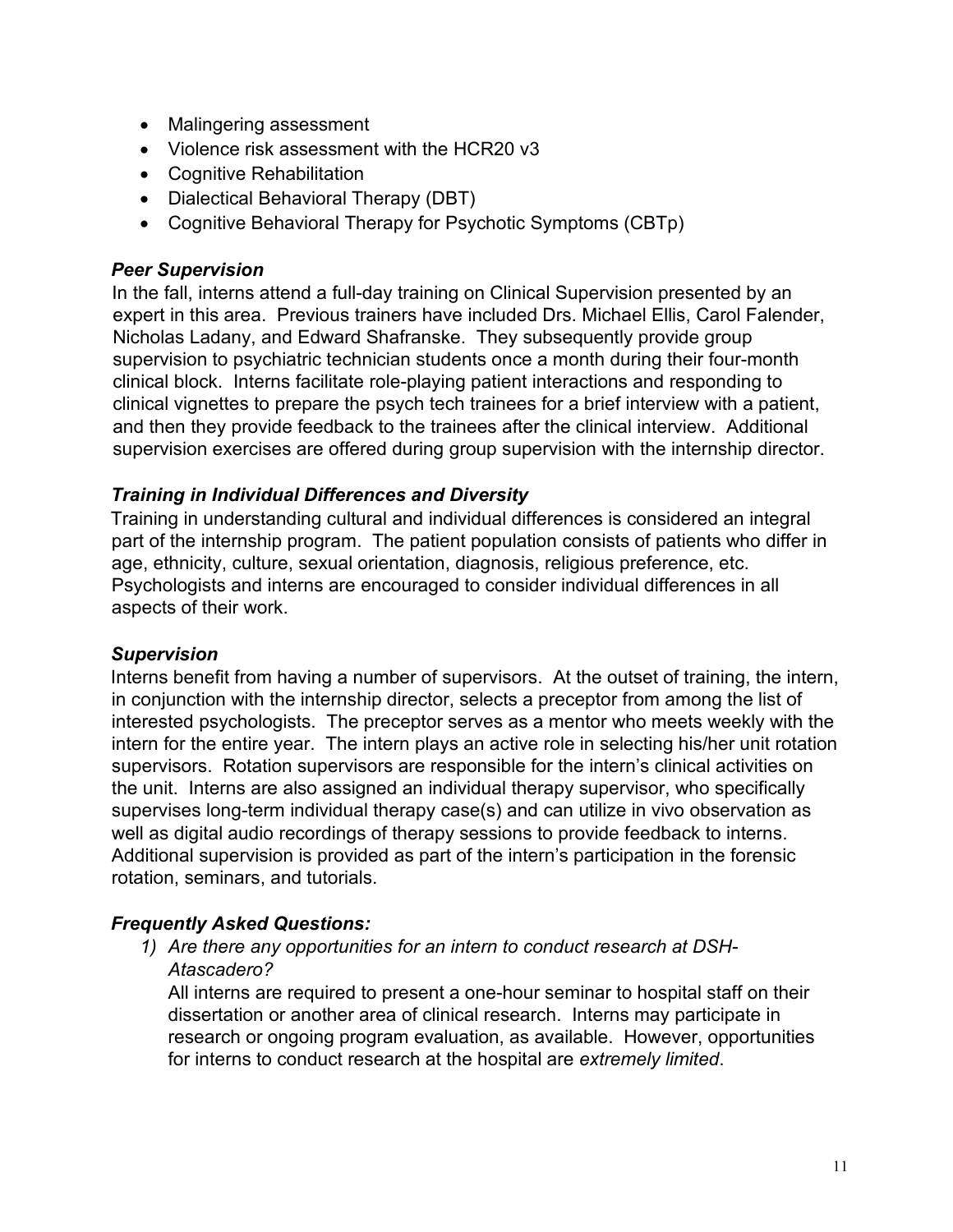- Malingering assessment
- Violence risk assessment with the HCR20 v3
- Cognitive Rehabilitation
- Dialectical Behavioral Therapy (DBT)
- Cognitive Behavioral Therapy for Psychotic Symptoms (CBTp)

### *Peer Supervision*

In the fall, interns attend a full-day training on Clinical Supervision presented by an expert in this area. Previous trainers have included Drs. Michael Ellis, Carol Falender, Nicholas Ladany, and Edward Shafranske. They subsequently provide group supervision to psychiatric technician students once a month during their four-month clinical block. Interns facilitate role-playing patient interactions and responding to clinical vignettes to prepare the psych tech trainees for a brief interview with a patient, and then they provide feedback to the trainees after the clinical interview. Additional supervision exercises are offered during group supervision with the internship director.

### *Training in Individual Differences and Diversity*

Training in understanding cultural and individual differences is considered an integral part of the internship program. The patient population consists of patients who differ in age, ethnicity, culture, sexual orientation, diagnosis, religious preference, etc. Psychologists and interns are encouraged to consider individual differences in all aspects of their work.

### *Supervision*

Interns benefit from having a number of supervisors. At the outset of training, the intern, in conjunction with the internship director, selects a preceptor from among the list of interested psychologists. The preceptor serves as a mentor who meets weekly with the intern for the entire year. The intern plays an active role in selecting his/her unit rotation supervisors. Rotation supervisors are responsible for the intern's clinical activities on the unit. Interns are also assigned an individual therapy supervisor, who specifically supervises long-term individual therapy case(s) and can utilize in vivo observation as well as digital audio recordings of therapy sessions to provide feedback to interns. Additional supervision is provided as part of the intern's participation in the forensic rotation, seminars, and tutorials.

### *Frequently Asked Questions:*

1) *Are there any opportunities for an intern to conduct research at DSH-Atascadero?*
   All interns are required to present a one-hour seminar to hospital staff on their dissertation or another area of clinical research. Interns may participate in research or ongoing program evaluation, as available. However, opportunities for interns to conduct research at the hospital are *extremely limited*.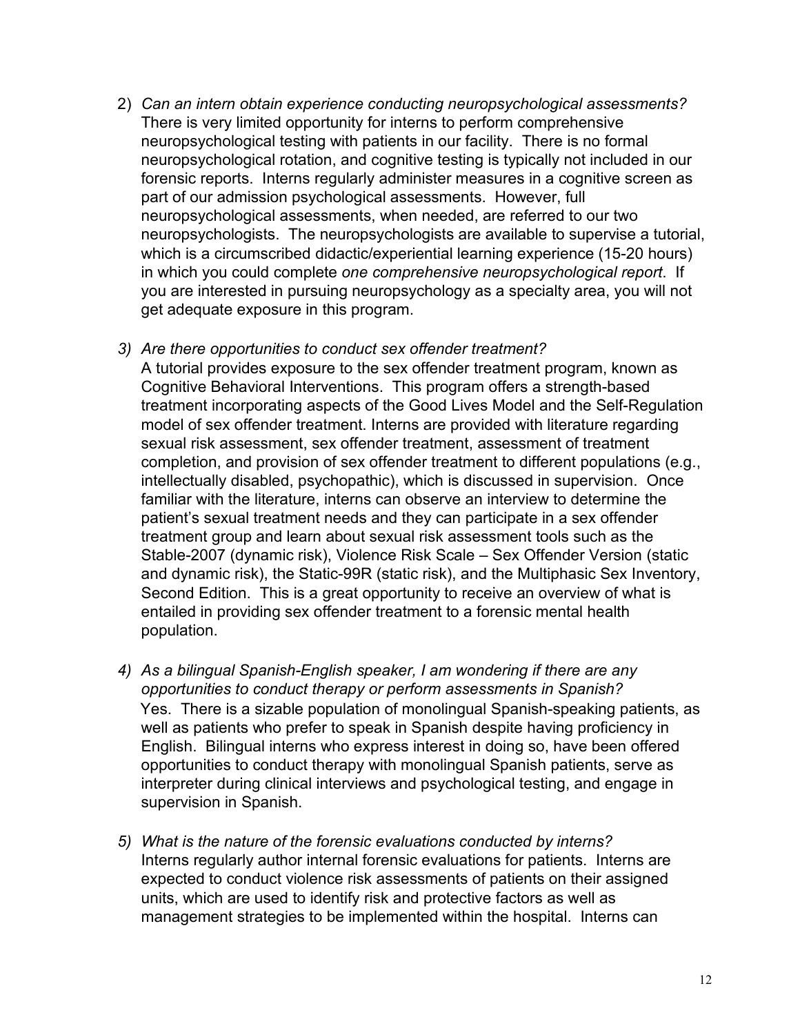2) *Can an intern obtain experience conducting neuropsychological assessments?* There is very limited opportunity for interns to perform comprehensive neuropsychological testing with patients in our facility. There is no formal neuropsychological rotation, and cognitive testing is typically not included in our forensic reports. Interns regularly administer measures in a cognitive screen as part of our admission psychological assessments. However, full neuropsychological assessments, when needed, are referred to our two neuropsychologists. The neuropsychologists are available to supervise a tutorial, which is a circumscribed didactic/experiential learning experience (15-20 hours) in which you could complete *one comprehensive neuropsychological report*. If you are interested in pursuing neuropsychology as a specialty area, you will not get adequate exposure in this program.

3) *Are there opportunities to conduct sex offender treatment?* A tutorial provides exposure to the sex offender treatment program, known as Cognitive Behavioral Interventions. This program offers a strength-based treatment incorporating aspects of the Good Lives Model and the Self-Regulation model of sex offender treatment. Interns are provided with literature regarding sexual risk assessment, sex offender treatment, assessment of treatment completion, and provision of sex offender treatment to different populations (e.g., intellectually disabled, psychopathic), which is discussed in supervision. Once familiar with the literature, interns can observe an interview to determine the patient's sexual treatment needs and they can participate in a sex offender treatment group and learn about sexual risk assessment tools such as the Stable-2007 (dynamic risk), Violence Risk Scale – Sex Offender Version (static and dynamic risk), the Static-99R (static risk), and the Multiphasic Sex Inventory, Second Edition. This is a great opportunity to receive an overview of what is entailed in providing sex offender treatment to a forensic mental health population.

4) *As a bilingual Spanish-English speaker, I am wondering if there are any opportunities to conduct therapy or perform assessments in Spanish?* Yes. There is a sizable population of monolingual Spanish-speaking patients, as well as patients who prefer to speak in Spanish despite having proficiency in English. Bilingual interns who express interest in doing so, have been offered opportunities to conduct therapy with monolingual Spanish patients, serve as interpreter during clinical interviews and psychological testing, and engage in supervision in Spanish.

5) *What is the nature of the forensic evaluations conducted by interns?* Interns regularly author internal forensic evaluations for patients. Interns are expected to conduct violence risk assessments of patients on their assigned units, which are used to identify risk and protective factors as well as management strategies to be implemented within the hospital. Interns can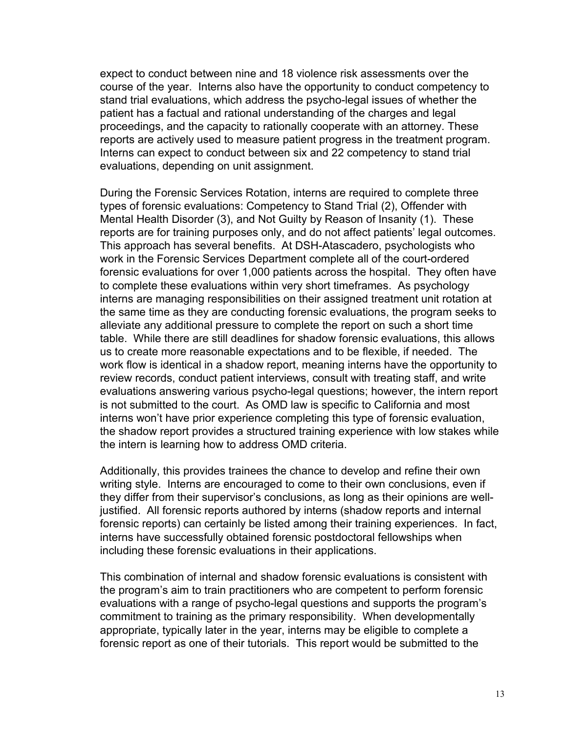expect to conduct between nine and 18 violence risk assessments over the course of the year. Interns also have the opportunity to conduct competency to stand trial evaluations, which address the psycho-legal issues of whether the patient has a factual and rational understanding of the charges and legal proceedings, and the capacity to rationally cooperate with an attorney. These reports are actively used to measure patient progress in the treatment program. Interns can expect to conduct between six and 22 competency to stand trial evaluations, depending on unit assignment.

During the Forensic Services Rotation, interns are required to complete three types of forensic evaluations: Competency to Stand Trial (2), Offender with Mental Health Disorder (3), and Not Guilty by Reason of Insanity (1). These reports are for training purposes only, and do not affect patients' legal outcomes. This approach has several benefits. At DSH-Atascadero, psychologists who work in the Forensic Services Department complete all of the court-ordered forensic evaluations for over 1,000 patients across the hospital. They often have to complete these evaluations within very short timeframes. As psychology interns are managing responsibilities on their assigned treatment unit rotation at the same time as they are conducting forensic evaluations, the program seeks to alleviate any additional pressure to complete the report on such a short time table. While there are still deadlines for shadow forensic evaluations, this allows us to create more reasonable expectations and to be flexible, if needed. The work flow is identical in a shadow report, meaning interns have the opportunity to review records, conduct patient interviews, consult with treating staff, and write evaluations answering various psycho-legal questions; however, the intern report is not submitted to the court. As OMD law is specific to California and most interns won't have prior experience completing this type of forensic evaluation, the shadow report provides a structured training experience with low stakes while the intern is learning how to address OMD criteria.

Additionally, this provides trainees the chance to develop and refine their own writing style. Interns are encouraged to come to their own conclusions, even if they differ from their supervisor's conclusions, as long as their opinions are well-justified. All forensic reports authored by interns (shadow reports and internal forensic reports) can certainly be listed among their training experiences. In fact, interns have successfully obtained forensic postdoctoral fellowships when including these forensic evaluations in their applications.

This combination of internal and shadow forensic evaluations is consistent with the program's aim to train practitioners who are competent to perform forensic evaluations with a range of psycho-legal questions and supports the program's commitment to training as the primary responsibility. When developmentally appropriate, typically later in the year, interns may be eligible to complete a forensic report as one of their tutorials. This report would be submitted to the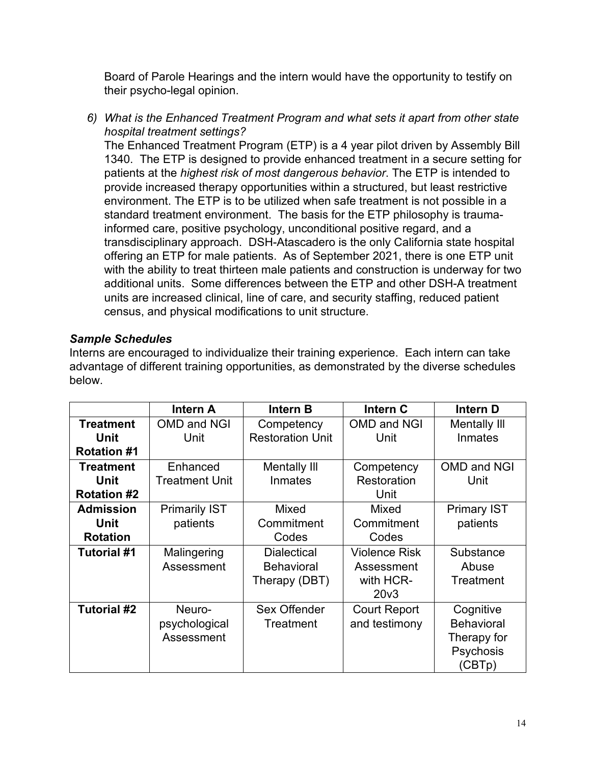Board of Parole Hearings and the intern would have the opportunity to testify on their psycho-legal opinion.

6) *What is the Enhanced Treatment Program and what sets it apart from other state hospital treatment settings?*
   The Enhanced Treatment Program (ETP) is a 4 year pilot driven by Assembly Bill 1340. The ETP is designed to provide enhanced treatment in a secure setting for patients at the *highest risk of most dangerous behavior*. The ETP is intended to provide increased therapy opportunities within a structured, but least restrictive environment. The ETP is to be utilized when safe treatment is not possible in a standard treatment environment. The basis for the ETP philosophy is trauma-informed care, positive psychology, unconditional positive regard, and a transdisciplinary approach. DSH-Atascadero is the only California state hospital offering an ETP for male patients. As of September 2021, there is one ETP unit with the ability to treat thirteen male patients and construction is underway for two additional units. Some differences between the ETP and other DSH-A treatment units are increased clinical, line of care, and security staffing, reduced patient census, and physical modifications to unit structure.

***Sample Schedules***

Interns are encouraged to individualize their training experience. Each intern can take advantage of different training opportunities, as demonstrated by the diverse schedules below.

| | **Intern A** | **Intern B** | **Intern C** | **Intern D** |
|---|---|---|---|---|
| **Treatment Unit Rotation #1** | OMD and NGI Unit | Competency Restoration Unit | OMD and NGI Unit | Mentally Ill Inmates |
| **Treatment Unit Rotation #2** | Enhanced Treatment Unit | Mentally Ill Inmates | Competency Restoration Unit | OMD and NGI Unit |
| **Admission Unit Rotation** | Primarily IST patients | Mixed Commitment Codes | Mixed Commitment Codes | Primary IST patients |
| **Tutorial #1** | Malingering Assessment | Dialectical Behavioral Therapy (DBT) | Violence Risk Assessment with HCR-20v3 | Substance Abuse Treatment |
| **Tutorial #2** | Neuro-psychological Assessment | Sex Offender Treatment | Court Report and testimony | Cognitive Behavioral Therapy for Psychosis (CBTp) |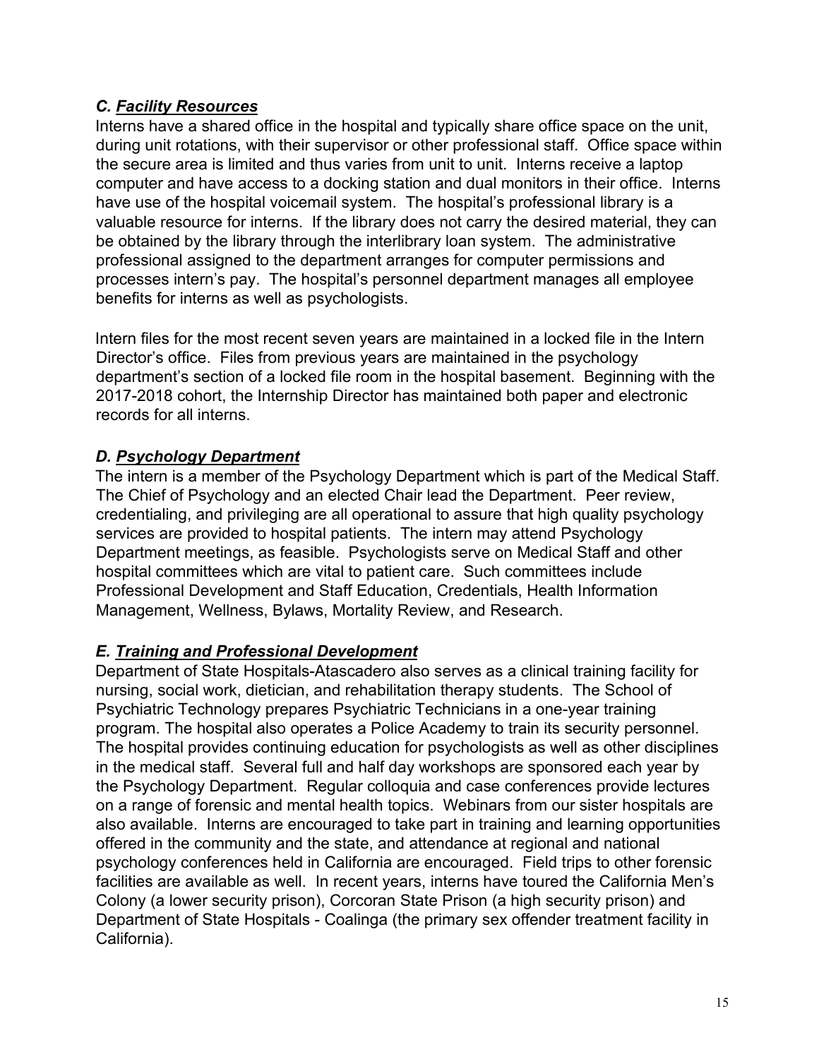### *C. Facility Resources*

Interns have a shared office in the hospital and typically share office space on the unit, during unit rotations, with their supervisor or other professional staff. Office space within the secure area is limited and thus varies from unit to unit. Interns receive a laptop computer and have access to a docking station and dual monitors in their office. Interns have use of the hospital voicemail system. The hospital's professional library is a valuable resource for interns. If the library does not carry the desired material, they can be obtained by the library through the interlibrary loan system. The administrative professional assigned to the department arranges for computer permissions and processes intern's pay. The hospital's personnel department manages all employee benefits for interns as well as psychologists.

Intern files for the most recent seven years are maintained in a locked file in the Intern Director's office. Files from previous years are maintained in the psychology department's section of a locked file room in the hospital basement. Beginning with the 2017-2018 cohort, the Internship Director has maintained both paper and electronic records for all interns.

### *D. Psychology Department*

The intern is a member of the Psychology Department which is part of the Medical Staff. The Chief of Psychology and an elected Chair lead the Department. Peer review, credentialing, and privileging are all operational to assure that high quality psychology services are provided to hospital patients. The intern may attend Psychology Department meetings, as feasible. Psychologists serve on Medical Staff and other hospital committees which are vital to patient care. Such committees include Professional Development and Staff Education, Credentials, Health Information Management, Wellness, Bylaws, Mortality Review, and Research.

### *E. Training and Professional Development*

Department of State Hospitals-Atascadero also serves as a clinical training facility for nursing, social work, dietician, and rehabilitation therapy students. The School of Psychiatric Technology prepares Psychiatric Technicians in a one-year training program. The hospital also operates a Police Academy to train its security personnel. The hospital provides continuing education for psychologists as well as other disciplines in the medical staff. Several full and half day workshops are sponsored each year by the Psychology Department. Regular colloquia and case conferences provide lectures on a range of forensic and mental health topics. Webinars from our sister hospitals are also available. Interns are encouraged to take part in training and learning opportunities offered in the community and the state, and attendance at regional and national psychology conferences held in California are encouraged. Field trips to other forensic facilities are available as well. In recent years, interns have toured the California Men's Colony (a lower security prison), Corcoran State Prison (a high security prison) and Department of State Hospitals - Coalinga (the primary sex offender treatment facility in California).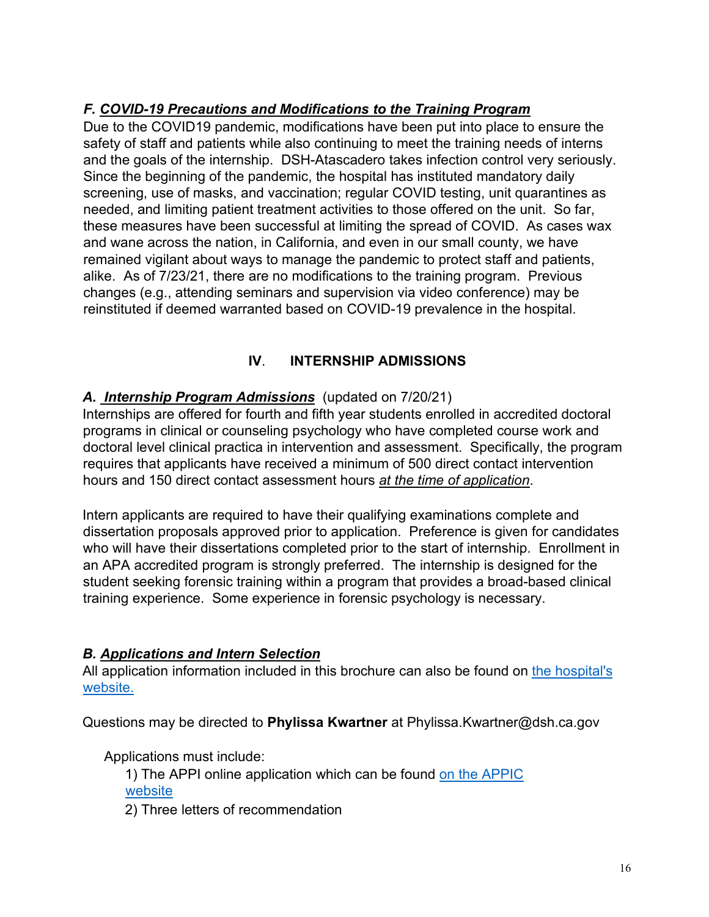### *F. COVID-19 Precautions and Modifications to the Training Program*

Due to the COVID19 pandemic, modifications have been put into place to ensure the safety of staff and patients while also continuing to meet the training needs of interns and the goals of the internship. DSH-Atascadero takes infection control very seriously. Since the beginning of the pandemic, the hospital has instituted mandatory daily screening, use of masks, and vaccination; regular COVID testing, unit quarantines as needed, and limiting patient treatment activities to those offered on the unit. So far, these measures have been successful at limiting the spread of COVID. As cases wax and wane across the nation, in California, and even in our small county, we have remained vigilant about ways to manage the pandemic to protect staff and patients, alike. As of 7/23/21, there are no modifications to the training program. Previous changes (e.g., attending seminars and supervision via video conference) may be reinstituted if deemed warranted based on COVID-19 prevalence in the hospital.

## IV. INTERNSHIP ADMISSIONS

### *A. Internship Program Admissions* (updated on 7/20/21)

Internships are offered for fourth and fifth year students enrolled in accredited doctoral programs in clinical or counseling psychology who have completed course work and doctoral level clinical practica in intervention and assessment. Specifically, the program requires that applicants have received a minimum of 500 direct contact intervention hours and 150 direct contact assessment hours *at the time of application*.

Intern applicants are required to have their qualifying examinations complete and dissertation proposals approved prior to application. Preference is given for candidates who will have their dissertations completed prior to the start of internship. Enrollment in an APA accredited program is strongly preferred. The internship is designed for the student seeking forensic training within a program that provides a broad-based clinical training experience. Some experience in forensic psychology is necessary.

### *B. Applications and Intern Selection*

All application information included in this brochure can also be found on the hospital's website.

Questions may be directed to **Phylissa Kwartner** at Phylissa.Kwartner@dsh.ca.gov

Applications must include:

1) The APPI online application which can be found on the APPIC website
2) Three letters of recommendation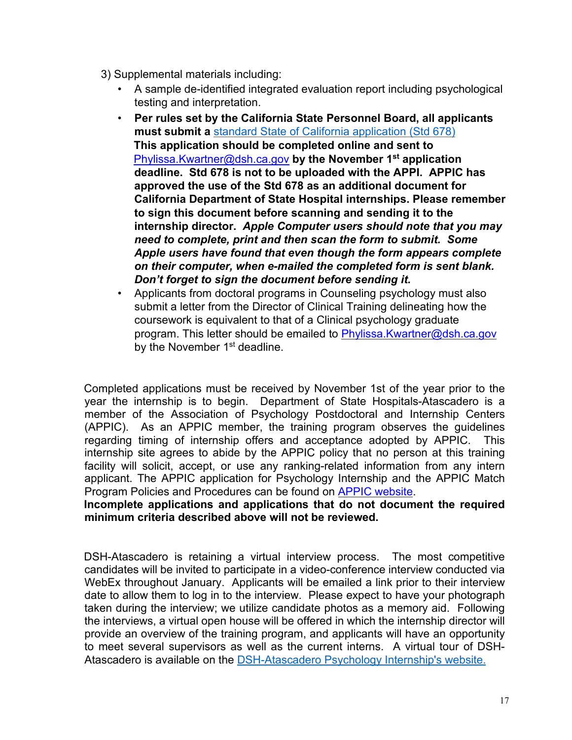3) Supplemental materials including:

- A sample de-identified integrated evaluation report including psychological testing and interpretation.
- **Per rules set by the California State Personnel Board, all applicants must submit a** [standard State of California application (Std 678)] **This application should be completed online and sent to** Phylissa.Kwartner@dsh.ca.gov **by the November 1st application deadline. Std 678 is not to be uploaded with the APPI. APPIC has approved the use of the Std 678 as an additional document for California Department of State Hospital internships. Please remember to sign this document before scanning and sending it to the internship director.** ***Apple Computer users should note that you may need to complete, print and then scan the form to submit. Some Apple users have found that even though the form appears complete on their computer, when e-mailed the completed form is sent blank. Don't forget to sign the document before sending it.***
- Applicants from doctoral programs in Counseling psychology must also submit a letter from the Director of Clinical Training delineating how the coursework is equivalent to that of a Clinical psychology graduate program. This letter should be emailed to Phylissa.Kwartner@dsh.ca.gov by the November 1st deadline.

Completed applications must be received by November 1st of the year prior to the year the internship is to begin. Department of State Hospitals-Atascadero is a member of the Association of Psychology Postdoctoral and Internship Centers (APPIC). As an APPIC member, the training program observes the guidelines regarding timing of internship offers and acceptance adopted by APPIC. This internship site agrees to abide by the APPIC policy that no person at this training facility will solicit, accept, or use any ranking-related information from any intern applicant. The APPIC application for Psychology Internship and the APPIC Match Program Policies and Procedures can be found on APPIC website.

**Incomplete applications and applications that do not document the required minimum criteria described above will not be reviewed.**

DSH-Atascadero is retaining a virtual interview process. The most competitive candidates will be invited to participate in a video-conference interview conducted via WebEx throughout January. Applicants will be emailed a link prior to their interview date to allow them to log in to the interview. Please expect to have your photograph taken during the interview; we utilize candidate photos as a memory aid. Following the interviews, a virtual open house will be offered in which the internship director will provide an overview of the training program, and applicants will have an opportunity to meet several supervisors as well as the current interns. A virtual tour of DSH-Atascadero is available on the DSH-Atascadero Psychology Internship's website.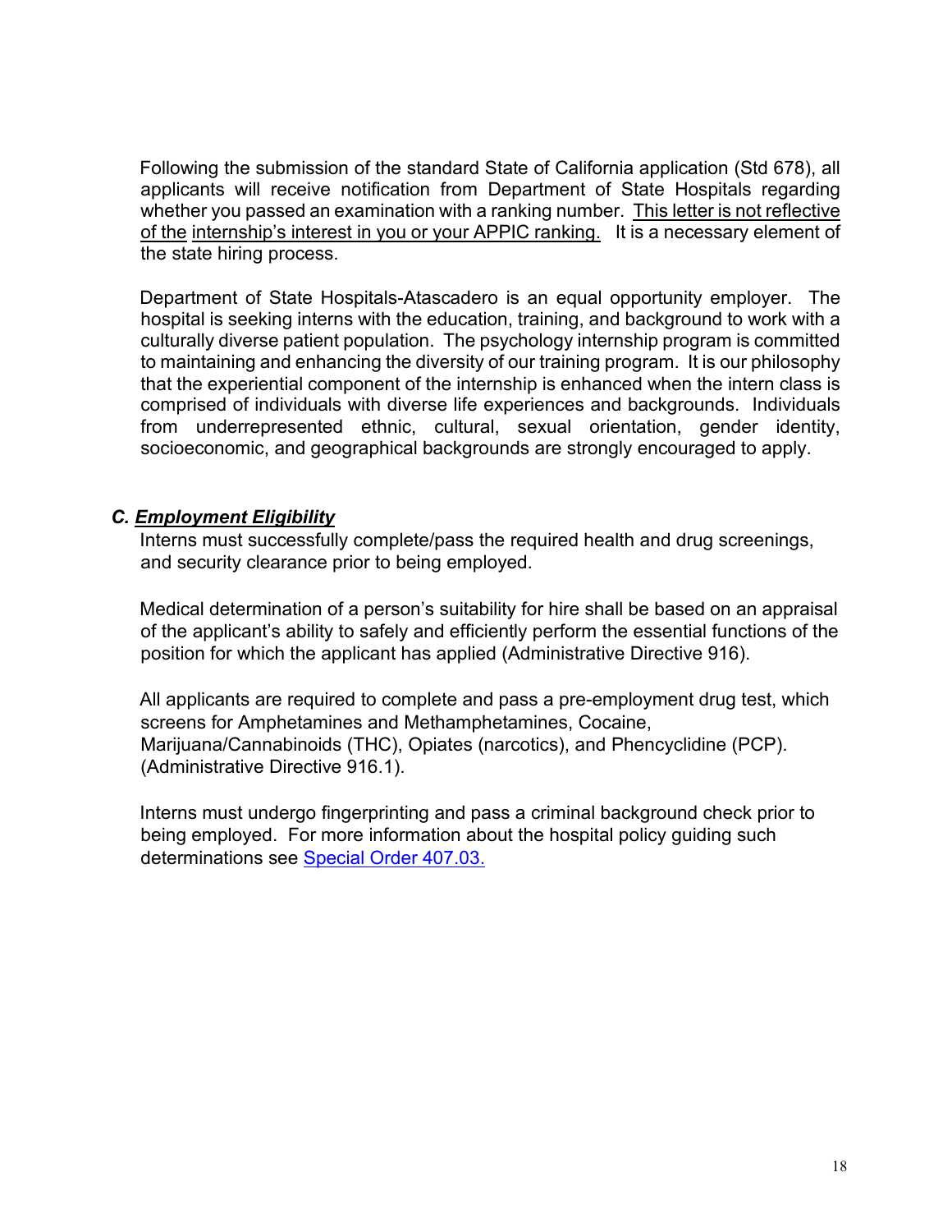Following the submission of the standard State of California application (Std 678), all applicants will receive notification from Department of State Hospitals regarding whether you passed an examination with a ranking number. <u>This letter is not reflective of the internship's interest in you or your APPIC ranking.</u> It is a necessary element of the state hiring process.

Department of State Hospitals-Atascadero is an equal opportunity employer. The hospital is seeking interns with the education, training, and background to work with a culturally diverse patient population. The psychology internship program is committed to maintaining and enhancing the diversity of our training program. It is our philosophy that the experiential component of the internship is enhanced when the intern class is comprised of individuals with diverse life experiences and backgrounds. Individuals from underrepresented ethnic, cultural, sexual orientation, gender identity, socioeconomic, and geographical backgrounds are strongly encouraged to apply.

### *C. <u>Employment Eligibility</u>*

Interns must successfully complete/pass the required health and drug screenings, and security clearance prior to being employed.

Medical determination of a person's suitability for hire shall be based on an appraisal of the applicant's ability to safely and efficiently perform the essential functions of the position for which the applicant has applied (Administrative Directive 916).

All applicants are required to complete and pass a pre-employment drug test, which screens for Amphetamines and Methamphetamines, Cocaine, Marijuana/Cannabinoids (THC), Opiates (narcotics), and Phencyclidine (PCP). (Administrative Directive 916.1).

Interns must undergo fingerprinting and pass a criminal background check prior to being employed. For more information about the hospital policy guiding such determinations see Special Order 407.03.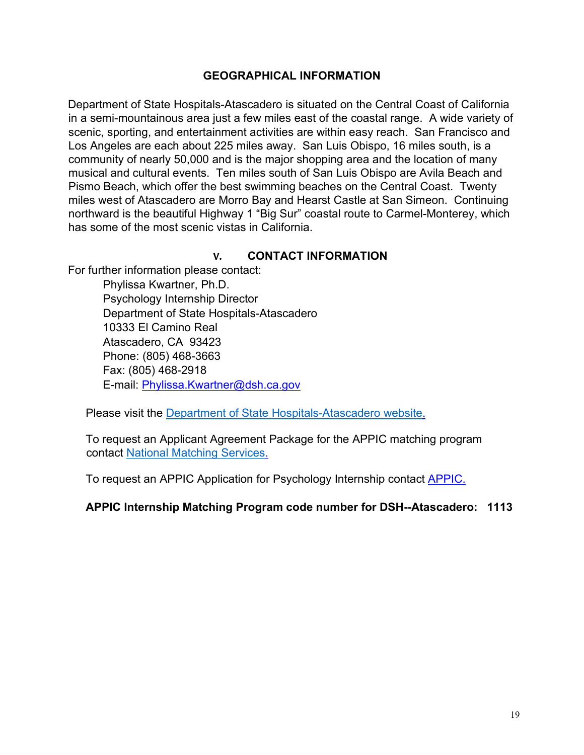## GEOGRAPHICAL INFORMATION

Department of State Hospitals-Atascadero is situated on the Central Coast of California in a semi-mountainous area just a few miles east of the coastal range. A wide variety of scenic, sporting, and entertainment activities are within easy reach. San Francisco and Los Angeles are each about 225 miles away. San Luis Obispo, 16 miles south, is a community of nearly 50,000 and is the major shopping area and the location of many musical and cultural events. Ten miles south of San Luis Obispo are Avila Beach and Pismo Beach, which offer the best swimming beaches on the Central Coast. Twenty miles west of Atascadero are Morro Bay and Hearst Castle at San Simeon. Continuing northward is the beautiful Highway 1 “Big Sur” coastal route to Carmel-Monterey, which has some of the most scenic vistas in California.

## V. CONTACT INFORMATION

For further information please contact:

Phylissa Kwartner, Ph.D.
Psychology Internship Director
Department of State Hospitals-Atascadero
10333 El Camino Real
Atascadero, CA 93423
Phone: (805) 468-3663
Fax: (805) 468-2918
E-mail: Phylissa.Kwartner@dsh.ca.gov

Please visit the Department of State Hospitals-Atascadero website.

To request an Applicant Agreement Package for the APPIC matching program contact National Matching Services.

To request an APPIC Application for Psychology Internship contact APPIC.

**APPIC Internship Matching Program code number for DSH--Atascadero: 1113**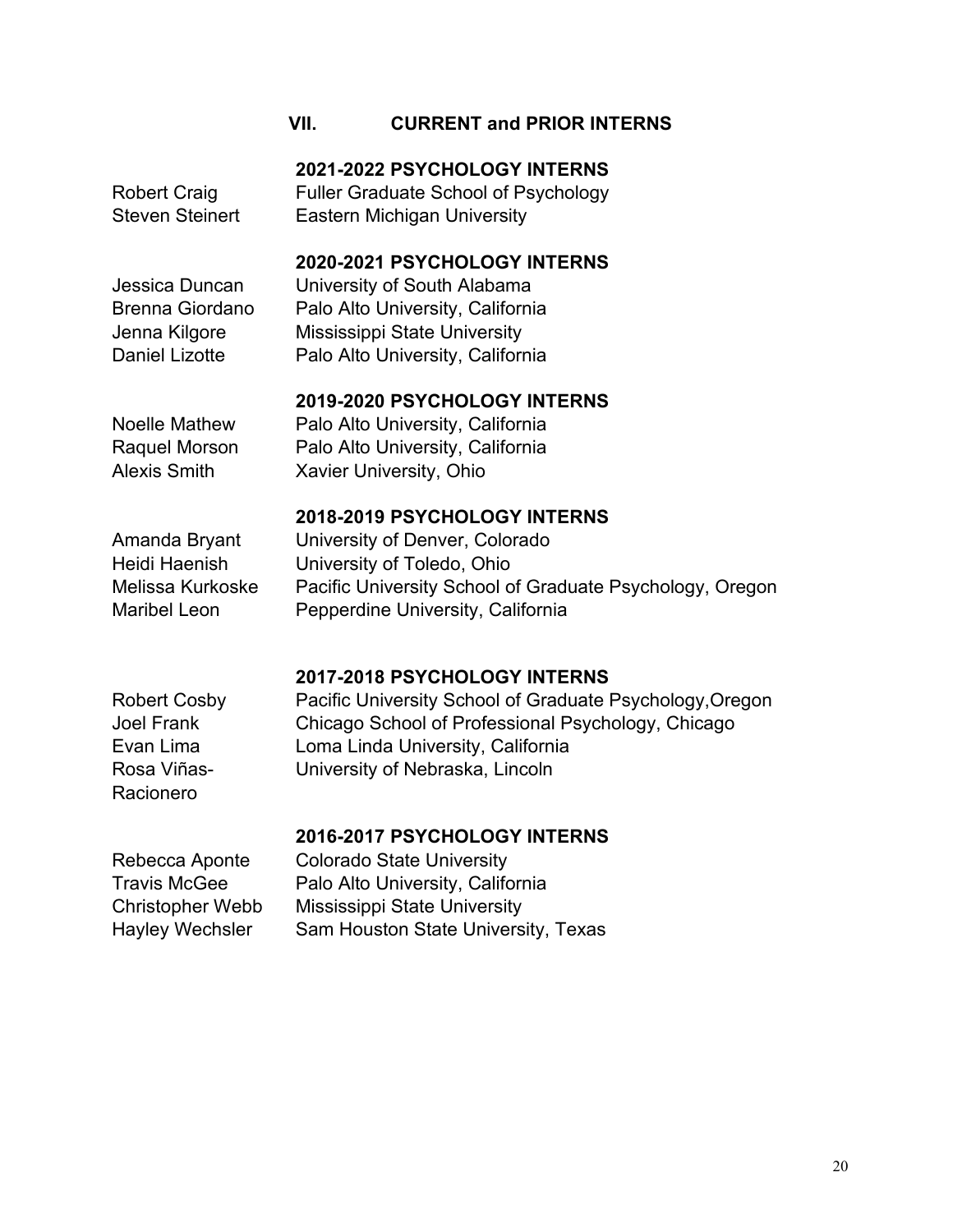## VII. CURRENT and PRIOR INTERNS

### 2021-2022 PSYCHOLOGY INTERNS

| | |
|---|---|
| Robert Craig | Fuller Graduate School of Psychology |
| Steven Steinert | Eastern Michigan University |

### 2020-2021 PSYCHOLOGY INTERNS

| | |
|---|---|
| Jessica Duncan | University of South Alabama |
| Brenna Giordano | Palo Alto University, California |
| Jenna Kilgore | Mississippi State University |
| Daniel Lizotte | Palo Alto University, California |

### 2019-2020 PSYCHOLOGY INTERNS

| | |
|---|---|
| Noelle Mathew | Palo Alto University, California |
| Raquel Morson | Palo Alto University, California |
| Alexis Smith | Xavier University, Ohio |

### 2018-2019 PSYCHOLOGY INTERNS

| | |
|---|---|
| Amanda Bryant | University of Denver, Colorado |
| Heidi Haenish | University of Toledo, Ohio |
| Melissa Kurkoske | Pacific University School of Graduate Psychology, Oregon |
| Maribel Leon | Pepperdine University, California |

### 2017-2018 PSYCHOLOGY INTERNS

| | |
|---|---|
| Robert Cosby | Pacific University School of Graduate Psychology,Oregon |
| Joel Frank | Chicago School of Professional Psychology, Chicago |
| Evan Lima | Loma Linda University, California |
| Rosa Viñas-Racionero | University of Nebraska, Lincoln |

### 2016-2017 PSYCHOLOGY INTERNS

| | |
|---|---|
| Rebecca Aponte | Colorado State University |
| Travis McGee | Palo Alto University, California |
| Christopher Webb | Mississippi State University |
| Hayley Wechsler | Sam Houston State University, Texas |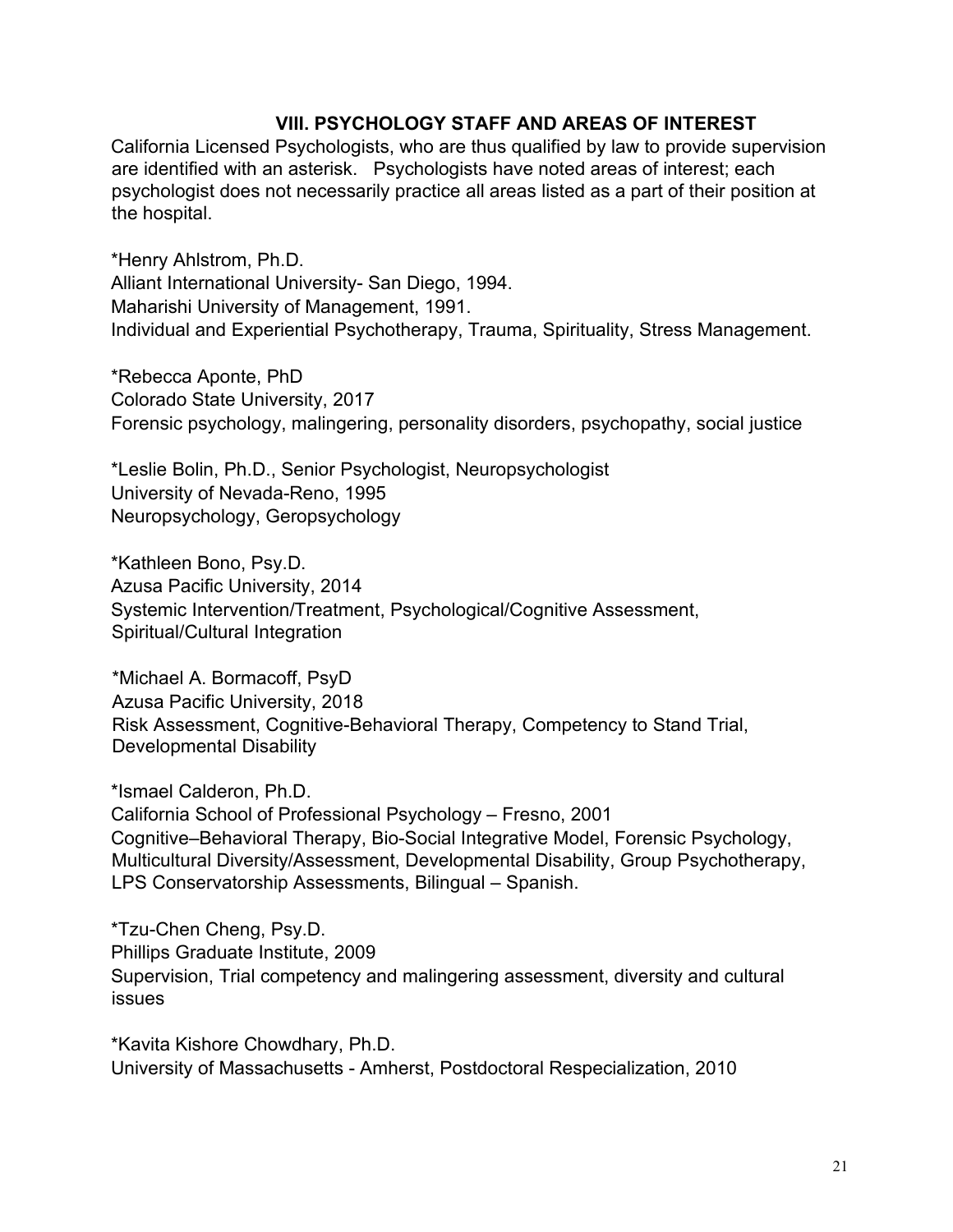## VIII. PSYCHOLOGY STAFF AND AREAS OF INTEREST

California Licensed Psychologists, who are thus qualified by law to provide supervision are identified with an asterisk. Psychologists have noted areas of interest; each psychologist does not necessarily practice all areas listed as a part of their position at the hospital.

*Henry Ahlstrom, Ph.D.
Alliant International University- San Diego, 1994.
Maharishi University of Management, 1991.
Individual and Experiential Psychotherapy, Trauma, Spirituality, Stress Management.

*Rebecca Aponte, PhD
Colorado State University, 2017
Forensic psychology, malingering, personality disorders, psychopathy, social justice

*Leslie Bolin, Ph.D., Senior Psychologist, Neuropsychologist
University of Nevada-Reno, 1995
Neuropsychology, Geropsychology

*Kathleen Bono, Psy.D.
Azusa Pacific University, 2014
Systemic Intervention/Treatment, Psychological/Cognitive Assessment, Spiritual/Cultural Integration

*Michael A. Bormacoff, PsyD
Azusa Pacific University, 2018
Risk Assessment, Cognitive-Behavioral Therapy, Competency to Stand Trial, Developmental Disability

*Ismael Calderon, Ph.D.
California School of Professional Psychology – Fresno, 2001
Cognitive–Behavioral Therapy, Bio-Social Integrative Model, Forensic Psychology, Multicultural Diversity/Assessment, Developmental Disability, Group Psychotherapy, LPS Conservatorship Assessments, Bilingual – Spanish.

*Tzu-Chen Cheng, Psy.D.
Phillips Graduate Institute, 2009
Supervision, Trial competency and malingering assessment, diversity and cultural issues

*Kavita Kishore Chowdhary, Ph.D.
University of Massachusetts - Amherst, Postdoctoral Respecialization, 2010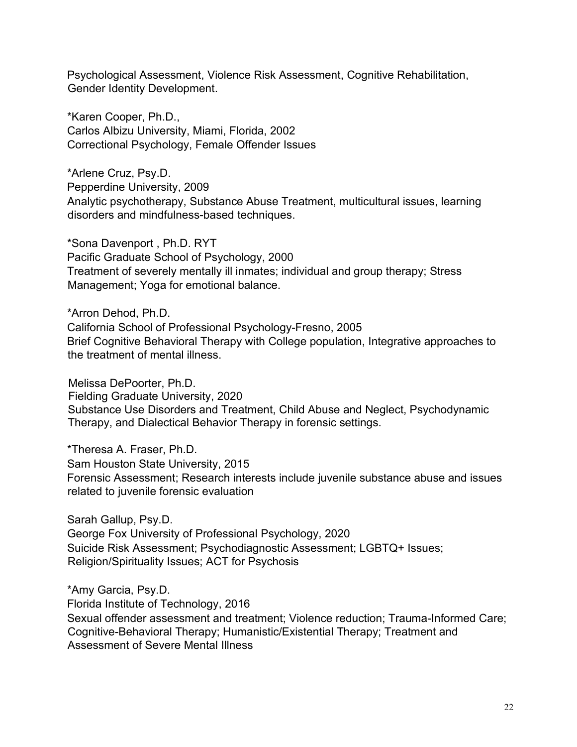Psychological Assessment, Violence Risk Assessment, Cognitive Rehabilitation, Gender Identity Development.

*Karen Cooper, Ph.D.,
Carlos Albizu University, Miami, Florida, 2002
Correctional Psychology, Female Offender Issues

*Arlene Cruz, Psy.D.
Pepperdine University, 2009
Analytic psychotherapy, Substance Abuse Treatment, multicultural issues, learning disorders and mindfulness-based techniques.

*Sona Davenport , Ph.D. RYT
Pacific Graduate School of Psychology, 2000
Treatment of severely mentally ill inmates; individual and group therapy; Stress Management; Yoga for emotional balance.

*Arron Dehod, Ph.D.
California School of Professional Psychology-Fresno, 2005
Brief Cognitive Behavioral Therapy with College population, Integrative approaches to the treatment of mental illness.

Melissa DePoorter, Ph.D.
Fielding Graduate University, 2020
Substance Use Disorders and Treatment, Child Abuse and Neglect, Psychodynamic Therapy, and Dialectical Behavior Therapy in forensic settings.

*Theresa A. Fraser, Ph.D.
Sam Houston State University, 2015
Forensic Assessment; Research interests include juvenile substance abuse and issues related to juvenile forensic evaluation

Sarah Gallup, Psy.D.
George Fox University of Professional Psychology, 2020
Suicide Risk Assessment; Psychodiagnostic Assessment; LGBTQ+ Issues; Religion/Spirituality Issues; ACT for Psychosis

*Amy Garcia, Psy.D.
Florida Institute of Technology, 2016
Sexual offender assessment and treatment; Violence reduction; Trauma-Informed Care; Cognitive-Behavioral Therapy; Humanistic/Existential Therapy; Treatment and Assessment of Severe Mental Illness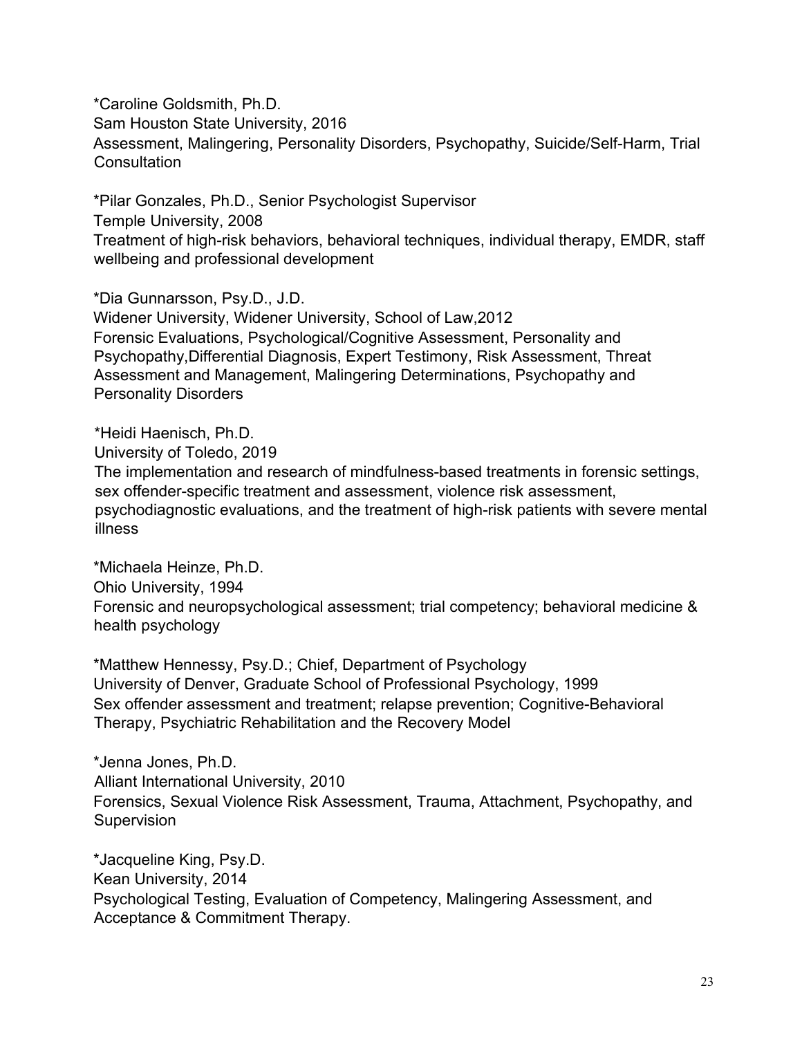*Caroline Goldsmith, Ph.D.
Sam Houston State University, 2016
Assessment, Malingering, Personality Disorders, Psychopathy, Suicide/Self-Harm, Trial Consultation

*Pilar Gonzales, Ph.D., Senior Psychologist Supervisor
Temple University, 2008
Treatment of high-risk behaviors, behavioral techniques, individual therapy, EMDR, staff wellbeing and professional development

*Dia Gunnarsson, Psy.D., J.D.
Widener University, Widener University, School of Law,2012
Forensic Evaluations, Psychological/Cognitive Assessment, Personality and Psychopathy,Differential Diagnosis, Expert Testimony, Risk Assessment, Threat Assessment and Management, Malingering Determinations, Psychopathy and Personality Disorders

*Heidi Haenisch, Ph.D.
University of Toledo, 2019
The implementation and research of mindfulness-based treatments in forensic settings, sex offender-specific treatment and assessment, violence risk assessment, psychodiagnostic evaluations, and the treatment of high-risk patients with severe mental illness

*Michaela Heinze, Ph.D.
Ohio University, 1994
Forensic and neuropsychological assessment; trial competency; behavioral medicine & health psychology

*Matthew Hennessy, Psy.D.; Chief, Department of Psychology
University of Denver, Graduate School of Professional Psychology, 1999
Sex offender assessment and treatment; relapse prevention; Cognitive-Behavioral Therapy, Psychiatric Rehabilitation and the Recovery Model

*Jenna Jones, Ph.D.
Alliant International University, 2010
Forensics, Sexual Violence Risk Assessment, Trauma, Attachment, Psychopathy, and Supervision

*Jacqueline King, Psy.D.
Kean University, 2014
Psychological Testing, Evaluation of Competency, Malingering Assessment, and Acceptance & Commitment Therapy.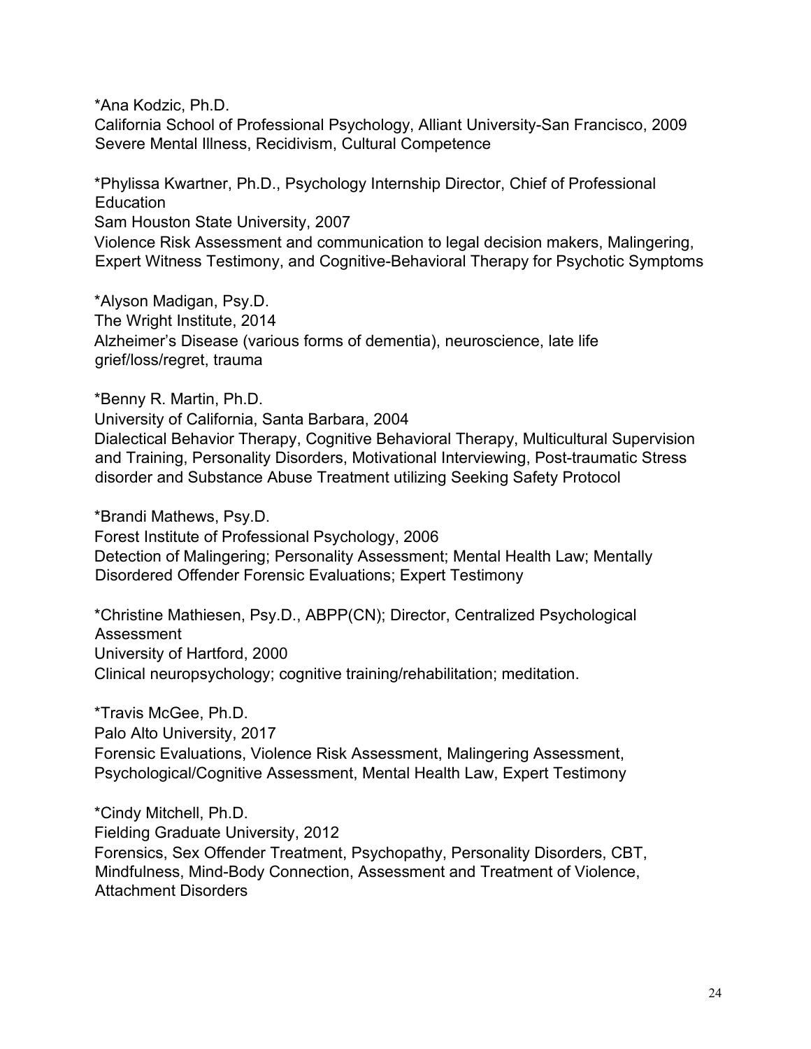*Ana Kodzic, Ph.D.
California School of Professional Psychology, Alliant University-San Francisco, 2009
Severe Mental Illness, Recidivism, Cultural Competence

*Phylissa Kwartner, Ph.D., Psychology Internship Director, Chief of Professional Education
Sam Houston State University, 2007
Violence Risk Assessment and communication to legal decision makers, Malingering, Expert Witness Testimony, and Cognitive-Behavioral Therapy for Psychotic Symptoms

*Alyson Madigan, Psy.D.
The Wright Institute, 2014
Alzheimer's Disease (various forms of dementia), neuroscience, late life grief/loss/regret, trauma

*Benny R. Martin, Ph.D.
University of California, Santa Barbara, 2004
Dialectical Behavior Therapy, Cognitive Behavioral Therapy, Multicultural Supervision and Training, Personality Disorders, Motivational Interviewing, Post-traumatic Stress disorder and Substance Abuse Treatment utilizing Seeking Safety Protocol

*Brandi Mathews, Psy.D.
Forest Institute of Professional Psychology, 2006
Detection of Malingering; Personality Assessment; Mental Health Law; Mentally Disordered Offender Forensic Evaluations; Expert Testimony

*Christine Mathiesen, Psy.D., ABPP(CN); Director, Centralized Psychological Assessment
University of Hartford, 2000
Clinical neuropsychology; cognitive training/rehabilitation; meditation.

*Travis McGee, Ph.D.
Palo Alto University, 2017
Forensic Evaluations, Violence Risk Assessment, Malingering Assessment, Psychological/Cognitive Assessment, Mental Health Law, Expert Testimony

*Cindy Mitchell, Ph.D.
Fielding Graduate University, 2012
Forensics, Sex Offender Treatment, Psychopathy, Personality Disorders, CBT, Mindfulness, Mind-Body Connection, Assessment and Treatment of Violence, Attachment Disorders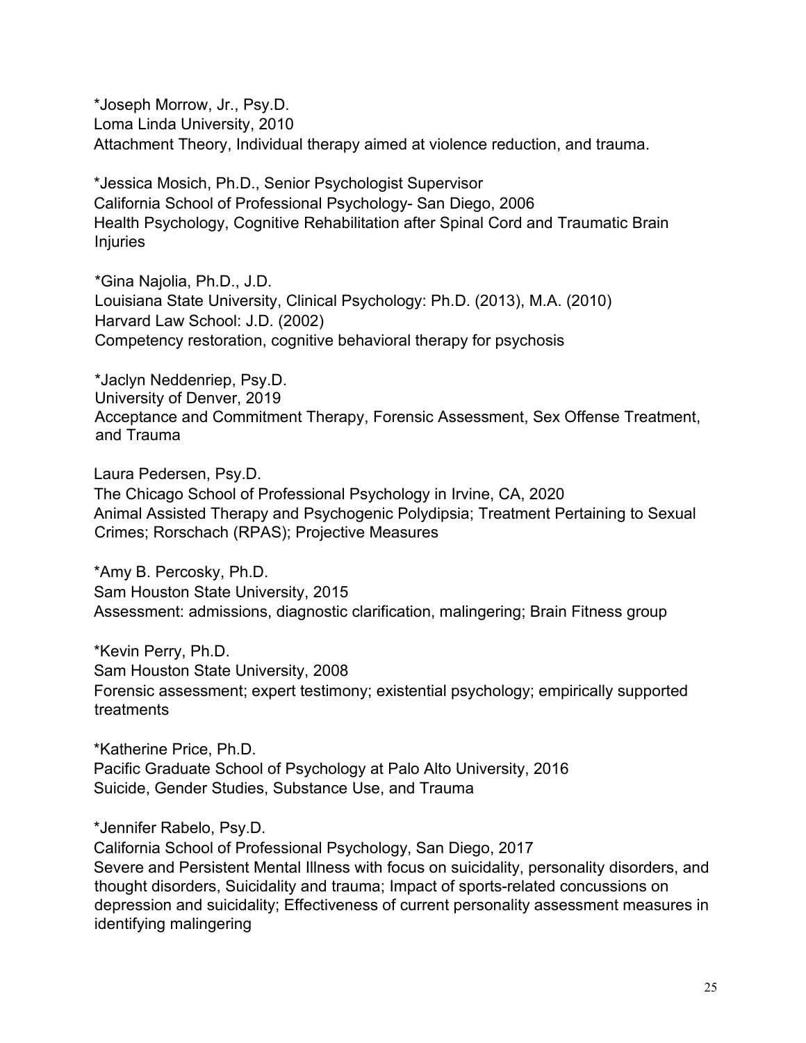*Joseph Morrow, Jr., Psy.D.
Loma Linda University, 2010
Attachment Theory, Individual therapy aimed at violence reduction, and trauma.

*Jessica Mosich, Ph.D., Senior Psychologist Supervisor
California School of Professional Psychology- San Diego, 2006
Health Psychology, Cognitive Rehabilitation after Spinal Cord and Traumatic Brain Injuries

*Gina Najolia, Ph.D., J.D.
Louisiana State University, Clinical Psychology: Ph.D. (2013), M.A. (2010)
Harvard Law School: J.D. (2002)
Competency restoration, cognitive behavioral therapy for psychosis

*Jaclyn Neddenriep, Psy.D.
University of Denver, 2019
Acceptance and Commitment Therapy, Forensic Assessment, Sex Offense Treatment, and Trauma

Laura Pedersen, Psy.D.
The Chicago School of Professional Psychology in Irvine, CA, 2020
Animal Assisted Therapy and Psychogenic Polydipsia; Treatment Pertaining to Sexual Crimes; Rorschach (RPAS); Projective Measures

*Amy B. Percosky, Ph.D.
Sam Houston State University, 2015
Assessment: admissions, diagnostic clarification, malingering; Brain Fitness group

*Kevin Perry, Ph.D.
Sam Houston State University, 2008
Forensic assessment; expert testimony; existential psychology; empirically supported treatments

*Katherine Price, Ph.D.
Pacific Graduate School of Psychology at Palo Alto University, 2016
Suicide, Gender Studies, Substance Use, and Trauma

*Jennifer Rabelo, Psy.D.
California School of Professional Psychology, San Diego, 2017
Severe and Persistent Mental Illness with focus on suicidality, personality disorders, and thought disorders, Suicidality and trauma; Impact of sports-related concussions on depression and suicidality; Effectiveness of current personality assessment measures in identifying malingering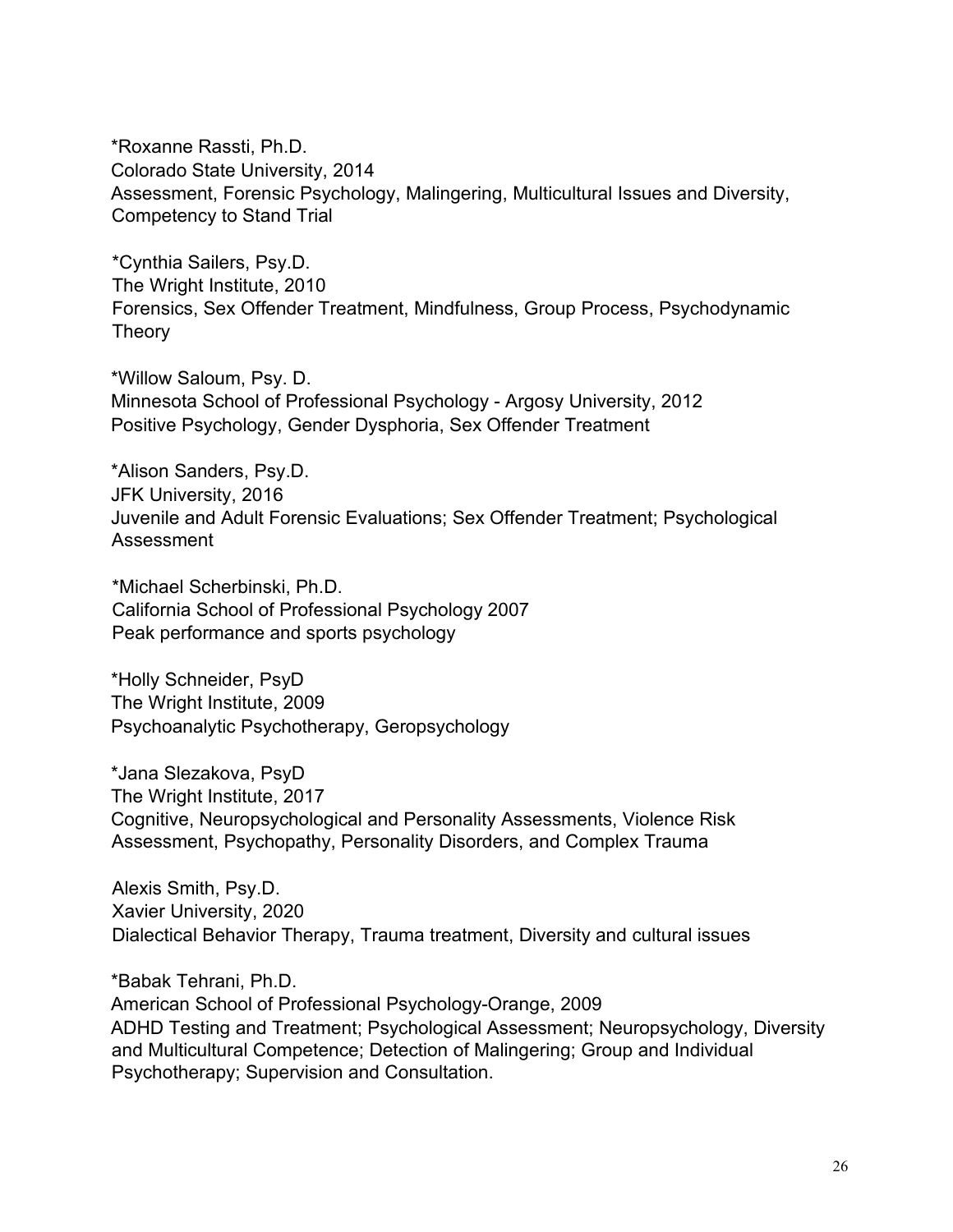*Roxanne Rassti, Ph.D.
Colorado State University, 2014
Assessment, Forensic Psychology, Malingering, Multicultural Issues and Diversity, Competency to Stand Trial

*Cynthia Sailers, Psy.D.
The Wright Institute, 2010
Forensics, Sex Offender Treatment, Mindfulness, Group Process, Psychodynamic Theory

*Willow Saloum, Psy. D.
Minnesota School of Professional Psychology - Argosy University, 2012
Positive Psychology, Gender Dysphoria, Sex Offender Treatment

*Alison Sanders, Psy.D.
JFK University, 2016
Juvenile and Adult Forensic Evaluations; Sex Offender Treatment; Psychological Assessment

*Michael Scherbinski, Ph.D.
California School of Professional Psychology 2007
Peak performance and sports psychology

*Holly Schneider, PsyD
The Wright Institute, 2009
Psychoanalytic Psychotherapy, Geropsychology

*Jana Slezakova, PsyD
The Wright Institute, 2017
Cognitive, Neuropsychological and Personality Assessments, Violence Risk Assessment, Psychopathy, Personality Disorders, and Complex Trauma

Alexis Smith, Psy.D.
Xavier University, 2020
Dialectical Behavior Therapy, Trauma treatment, Diversity and cultural issues

*Babak Tehrani, Ph.D.
American School of Professional Psychology-Orange, 2009
ADHD Testing and Treatment; Psychological Assessment; Neuropsychology, Diversity and Multicultural Competence; Detection of Malingering; Group and Individual Psychotherapy; Supervision and Consultation.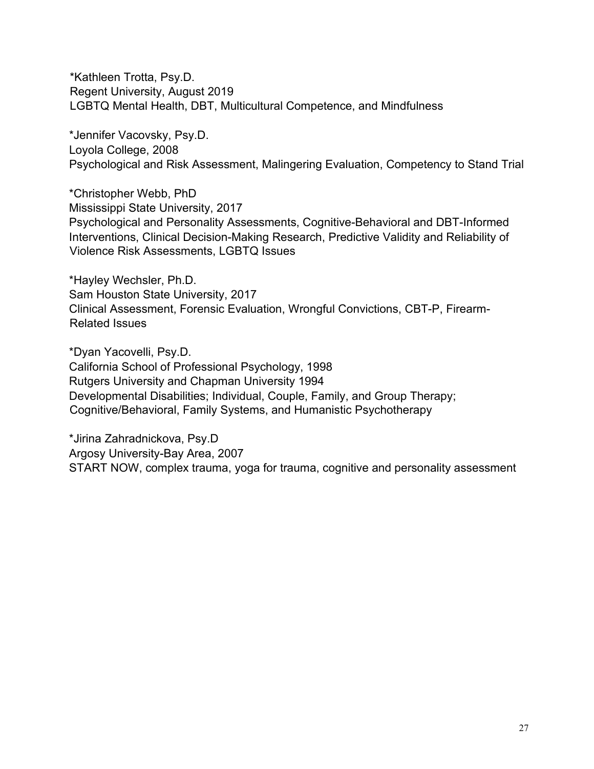*Kathleen Trotta, Psy.D.
Regent University, August 2019
LGBTQ Mental Health, DBT, Multicultural Competence, and Mindfulness

*Jennifer Vacovsky, Psy.D.
Loyola College, 2008
Psychological and Risk Assessment, Malingering Evaluation, Competency to Stand Trial

*Christopher Webb, PhD
Mississippi State University, 2017
Psychological and Personality Assessments, Cognitive-Behavioral and DBT-Informed Interventions, Clinical Decision-Making Research, Predictive Validity and Reliability of Violence Risk Assessments, LGBTQ Issues

*Hayley Wechsler, Ph.D.
Sam Houston State University, 2017
Clinical Assessment, Forensic Evaluation, Wrongful Convictions, CBT-P, Firearm-Related Issues

*Dyan Yacovelli, Psy.D.
California School of Professional Psychology, 1998
Rutgers University and Chapman University 1994
Developmental Disabilities; Individual, Couple, Family, and Group Therapy; Cognitive/Behavioral, Family Systems, and Humanistic Psychotherapy

*Jirina Zahradnickova, Psy.D
Argosy University-Bay Area, 2007
START NOW, complex trauma, yoga for trauma, cognitive and personality assessment